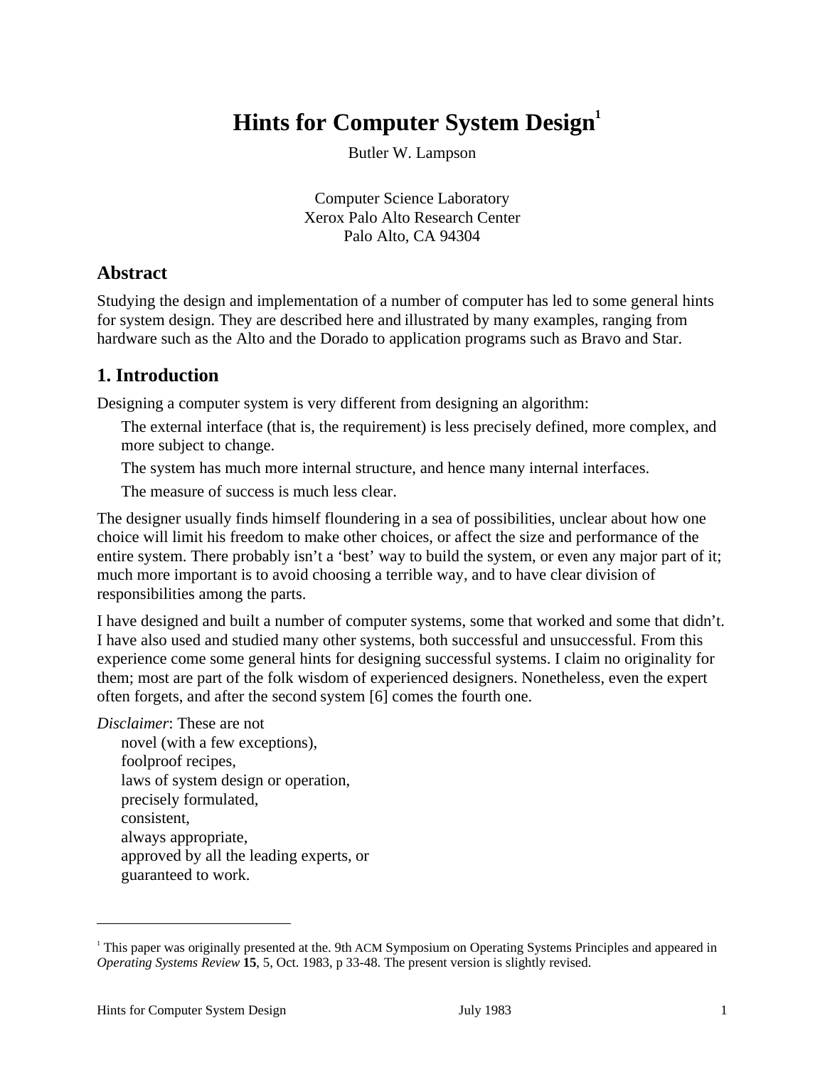# Hints for Computer System Design[1]

Butler W. Lampson

Computer Science Laboratory
Xerox Palo Alto Research Center
Palo Alto, CA 94304

## Abstract

Studying the design and implementation of a number of computer has led to some general hints for system design. They are described here and illustrated by many examples, ranging from hardware such as the Alto and the Dorado to application programs such as Bravo and Star.

## 1. Introduction

Designing a computer system is very different from designing an algorithm:

The external interface (that is, the requirement) is less precisely defined, more complex, and more subject to change.

The system has much more internal structure, and hence many internal interfaces.

The measure of success is much less clear.

The designer usually finds himself floundering in a sea of possibilities, unclear about how one choice will limit his freedom to make other choices, or affect the size and performance of the entire system. There probably isn't a 'best' way to build the system, or even any major part of it; much more important is to avoid choosing a terrible way, and to have clear division of responsibilities among the parts.

I have designed and built a number of computer systems, some that worked and some that didn't. I have also used and studied many other systems, both successful and unsuccessful. From this experience come some general hints for designing successful systems. I claim no originality for them; most are part of the folk wisdom of experienced designers. Nonetheless, even the expert often forgets, and after the second system [6] comes the fourth one.

*Disclaimer*: These are not
novel (with a few exceptions),
foolproof recipes,
laws of system design or operation,
precisely formulated,
consistent,
always appropriate,
approved by all the leading experts, or
guaranteed to work.

---

[1] This paper was originally presented at the. 9th ACM Symposium on Operating Systems Principles and appeared in *Operating Systems Review* **15**, 5, Oct. 1983, p 33-48. The present version is slightly revised.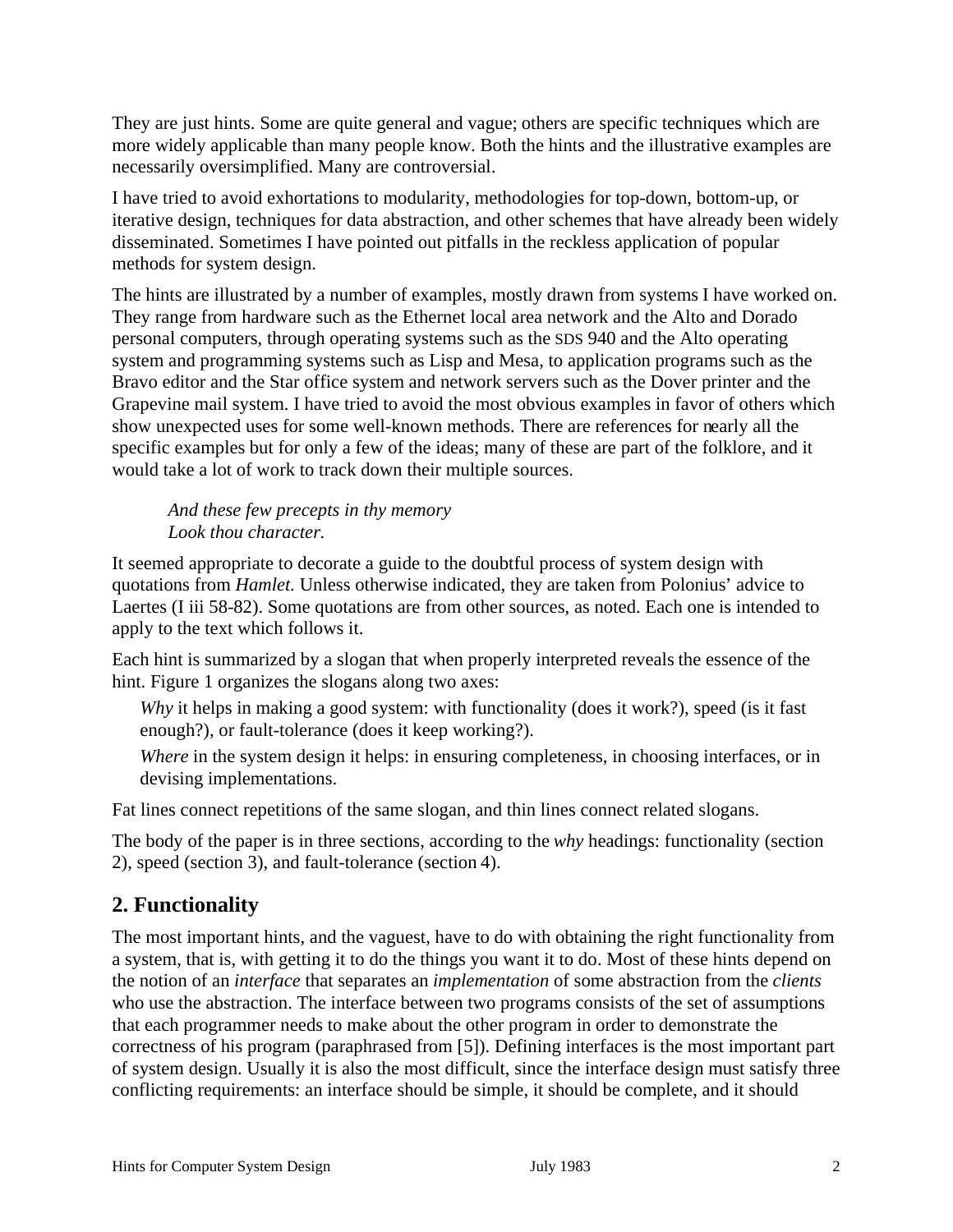They are just hints. Some are quite general and vague; others are specific techniques which are more widely applicable than many people know. Both the hints and the illustrative examples are necessarily oversimplified. Many are controversial.

I have tried to avoid exhortations to modularity, methodologies for top-down, bottom-up, or iterative design, techniques for data abstraction, and other schemes that have already been widely disseminated. Sometimes I have pointed out pitfalls in the reckless application of popular methods for system design.

The hints are illustrated by a number of examples, mostly drawn from systems I have worked on. They range from hardware such as the Ethernet local area network and the Alto and Dorado personal computers, through operating systems such as the SDS 940 and the Alto operating system and programming systems such as Lisp and Mesa, to application programs such as the Bravo editor and the Star office system and network servers such as the Dover printer and the Grapevine mail system. I have tried to avoid the most obvious examples in favor of others which show unexpected uses for some well-known methods. There are references for nearly all the specific examples but for only a few of the ideas; many of these are part of the folklore, and it would take a lot of work to track down their multiple sources.

> *And these few precepts in thy memory*
> *Look thou character.*

It seemed appropriate to decorate a guide to the doubtful process of system design with quotations from *Hamlet.* Unless otherwise indicated, they are taken from Polonius' advice to Laertes (I iii 58-82). Some quotations are from other sources, as noted. Each one is intended to apply to the text which follows it.

Each hint is summarized by a slogan that when properly interpreted reveals the essence of the hint. Figure 1 organizes the slogans along two axes:

- *Why* it helps in making a good system: with functionality (does it work?), speed (is it fast enough?), or fault-tolerance (does it keep working?).
- *Where* in the system design it helps: in ensuring completeness, in choosing interfaces, or in devising implementations.

Fat lines connect repetitions of the same slogan, and thin lines connect related slogans.

The body of the paper is in three sections, according to the *why* headings: functionality (section 2), speed (section 3), and fault-tolerance (section 4).

## 2. Functionality

The most important hints, and the vaguest, have to do with obtaining the right functionality from a system, that is, with getting it to do the things you want it to do. Most of these hints depend on the notion of an *interface* that separates an *implementation* of some abstraction from the *clients* who use the abstraction. The interface between two programs consists of the set of assumptions that each programmer needs to make about the other program in order to demonstrate the correctness of his program (paraphrased from [5]). Defining interfaces is the most important part of system design. Usually it is also the most difficult, since the interface design must satisfy three conflicting requirements: an interface should be simple, it should be complete, and it should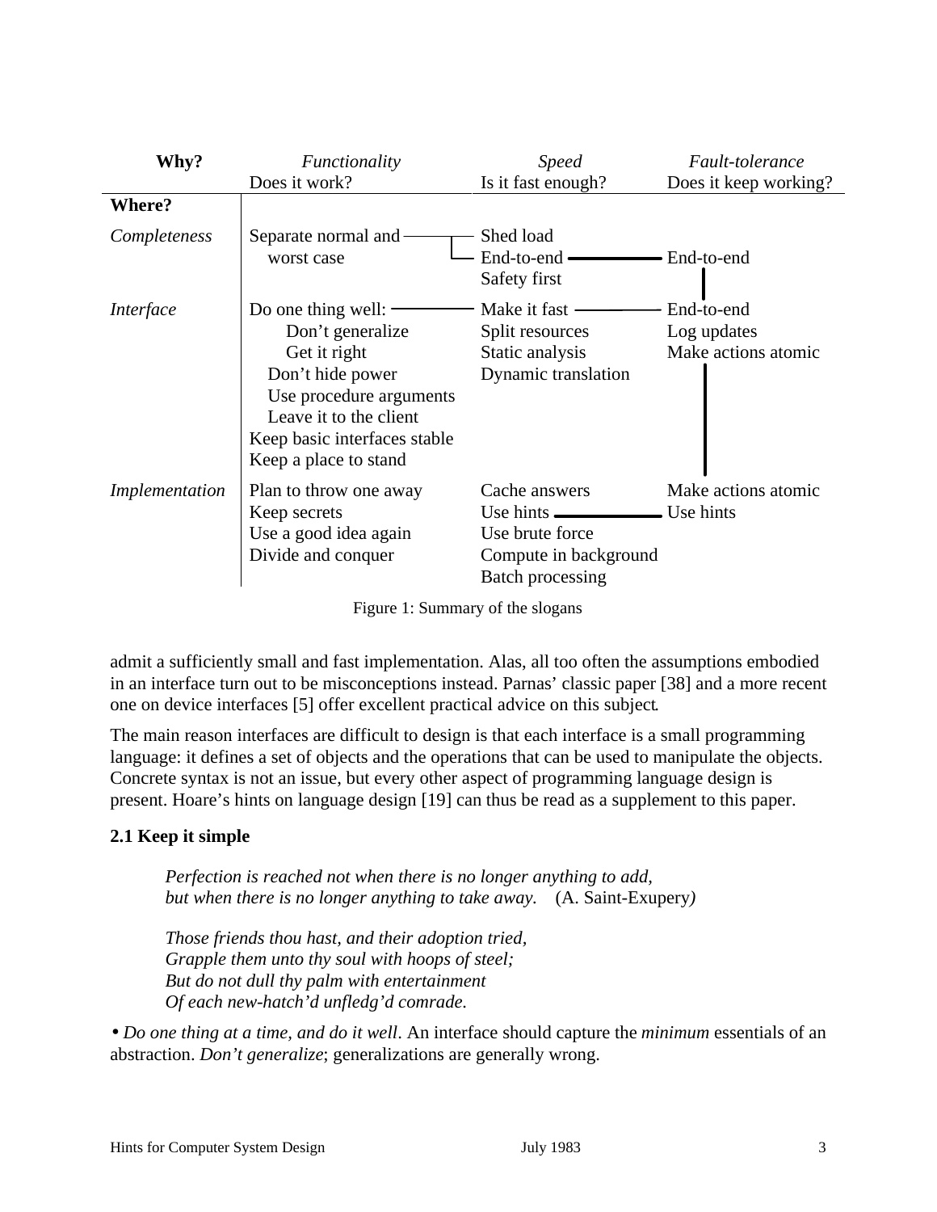| Why? | *Functionality* Does it work? | *Speed* Is it fast enough? | *Fault-tolerance* Does it keep working? |
|---|---|---|---|
| **Where?** | | | |
| *Completeness* | Separate normal and worst case | Shed load<br>End-to-end<br>Safety first | End-to-end |
| *Interface* | Do one thing well:<br>Don't generalize<br>Get it right<br>Don't hide power<br>Use procedure arguments<br>Leave it to the client<br>Keep basic interfaces stable<br>Keep a place to stand | Make it fast<br>Split resources<br>Static analysis<br>Dynamic translation | End-to-end<br>Log updates<br>Make actions atomic |
| *Implementation* | Plan to throw one away<br>Keep secrets<br>Use a good idea again<br>Divide and conquer | Cache answers<br>Use hints<br>Use brute force<br>Compute in background<br>Batch processing | Make actions atomic<br>Use hints |

Figure 1: Summary of the slogans

admit a sufficiently small and fast implementation. Alas, all too often the assumptions embodied in an interface turn out to be misconceptions instead. Parnas' classic paper [38] and a more recent one on device interfaces [5] offer excellent practical advice on this subject.

The main reason interfaces are difficult to design is that each interface is a small programming language: it defines a set of objects and the operations that can be used to manipulate the objects. Concrete syntax is not an issue, but every other aspect of programming language design is present. Hoare's hints on language design [19] can thus be read as a supplement to this paper.

### 2.1 Keep it simple

> *Perfection is reached not when there is no longer anything to add,*
> *but when there is no longer anything to take away.* (A. Saint-Exupery)

> *Those friends thou hast, and their adoption tried,*
> *Grapple them unto thy soul with hoops of steel;*
> *But do not dull thy palm with entertainment*
> *Of each new-hatch'd unfledg'd comrade.*

• *Do one thing at a time, and do it well.* An interface should capture the *minimum* essentials of an abstraction. *Don't generalize*; generalizations are generally wrong.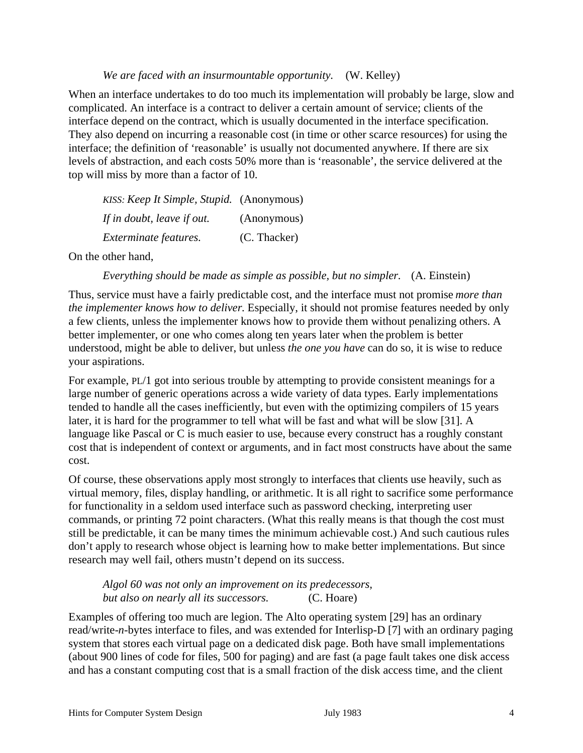*We are faced with an insurmountable opportunity.* (W. Kelley)

When an interface undertakes to do too much its implementation will probably be large, slow and complicated. An interface is a contract to deliver a certain amount of service; clients of the interface depend on the contract, which is usually documented in the interface specification. They also depend on incurring a reasonable cost (in time or other scarce resources) for using the interface; the definition of 'reasonable' is usually not documented anywhere. If there are six levels of abstraction, and each costs 50% more than is 'reasonable', the service delivered at the top will miss by more than a factor of 10.

*KISS: Keep It Simple, Stupid.* (Anonymous)

*If in doubt, leave if out.* (Anonymous)

*Exterminate features.* (C. Thacker)

On the other hand,

*Everything should be made as simple as possible, but no simpler.* (A. Einstein)

Thus, service must have a fairly predictable cost, and the interface must not promise *more than the implementer knows how to deliver.* Especially, it should not promise features needed by only a few clients, unless the implementer knows how to provide them without penalizing others. A better implementer, or one who comes along ten years later when the problem is better understood, might be able to deliver, but unless *the one you have* can do so, it is wise to reduce your aspirations.

For example, PL/1 got into serious trouble by attempting to provide consistent meanings for a large number of generic operations across a wide variety of data types. Early implementations tended to handle all the cases inefficiently, but even with the optimizing compilers of 15 years later, it is hard for the programmer to tell what will be fast and what will be slow [31]. A language like Pascal or C is much easier to use, because every construct has a roughly constant cost that is independent of context or arguments, and in fact most constructs have about the same cost.

Of course, these observations apply most strongly to interfaces that clients use heavily, such as virtual memory, files, display handling, or arithmetic. It is all right to sacrifice some performance for functionality in a seldom used interface such as password checking, interpreting user commands, or printing 72 point characters. (What this really means is that though the cost must still be predictable, it can be many times the minimum achievable cost.) And such cautious rules don't apply to research whose object is learning how to make better implementations. But since research may well fail, others mustn't depend on its success.

*Algol 60 was not only an improvement on its predecessors,*
*but also on nearly all its successors.* (C. Hoare)

Examples of offering too much are legion. The Alto operating system [29] has an ordinary read/write-*n*-bytes interface to files, and was extended for Interlisp-D [7] with an ordinary paging system that stores each virtual page on a dedicated disk page. Both have small implementations (about 900 lines of code for files, 500 for paging) and are fast (a page fault takes one disk access and has a constant computing cost that is a small fraction of the disk access time, and the client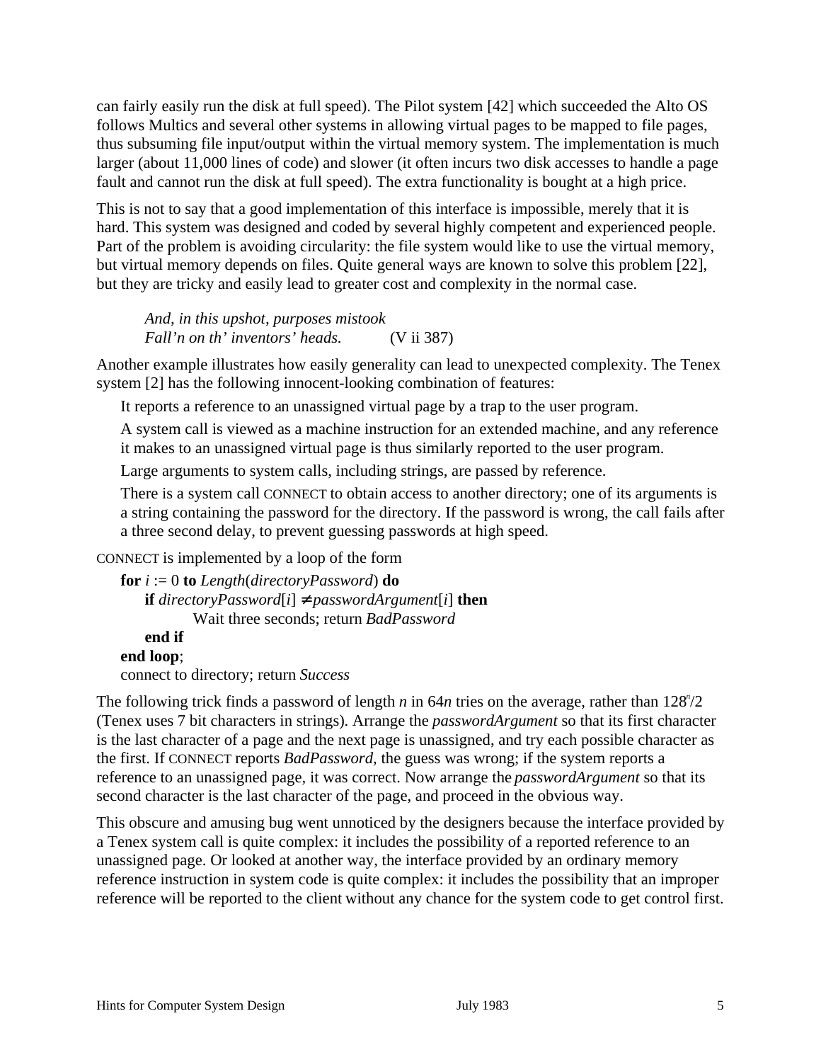can fairly easily run the disk at full speed). The Pilot system [42] which succeeded the Alto OS follows Multics and several other systems in allowing virtual pages to be mapped to file pages, thus subsuming file input/output within the virtual memory system. The implementation is much larger (about 11,000 lines of code) and slower (it often incurs two disk accesses to handle a page fault and cannot run the disk at full speed). The extra functionality is bought at a high price.

This is not to say that a good implementation of this interface is impossible, merely that it is hard. This system was designed and coded by several highly competent and experienced people. Part of the problem is avoiding circularity: the file system would like to use the virtual memory, but virtual memory depends on files. Quite general ways are known to solve this problem [22], but they are tricky and easily lead to greater cost and complexity in the normal case.

> *And, in this upshot, purposes mistook*
> *Fall'n on th' inventors' heads.* (V ii 387)

Another example illustrates how easily generality can lead to unexpected complexity. The Tenex system [2] has the following innocent-looking combination of features:

It reports a reference to an unassigned virtual page by a trap to the user program.

A system call is viewed as a machine instruction for an extended machine, and any reference it makes to an unassigned virtual page is thus similarly reported to the user program.

Large arguments to system calls, including strings, are passed by reference.

There is a system call CONNECT to obtain access to another directory; one of its arguments is a string containing the password for the directory. If the password is wrong, the call fails after a three second delay, to prevent guessing passwords at high speed.

CONNECT is implemented by a loop of the form

```
for i := 0 to Length(directoryPassword) do
    if directoryPassword[i] ≠ passwordArgument[i] then
            Wait three seconds; return BadPassword
    end if
end loop;
connect to directory; return Success
```

The following trick finds a password of length *n* in 64*n* tries on the average, rather than $128^n/2$ (Tenex uses 7 bit characters in strings). Arrange the *passwordArgument* so that its first character is the last character of a page and the next page is unassigned, and try each possible character as the first. If CONNECT reports *BadPassword*, the guess was wrong; if the system reports a reference to an unassigned page, it was correct. Now arrange the *passwordArgument* so that its second character is the last character of the page, and proceed in the obvious way.

This obscure and amusing bug went unnoticed by the designers because the interface provided by a Tenex system call is quite complex: it includes the possibility of a reported reference to an unassigned page. Or looked at another way, the interface provided by an ordinary memory reference instruction in system code is quite complex: it includes the possibility that an improper reference will be reported to the client without any chance for the system code to get control first.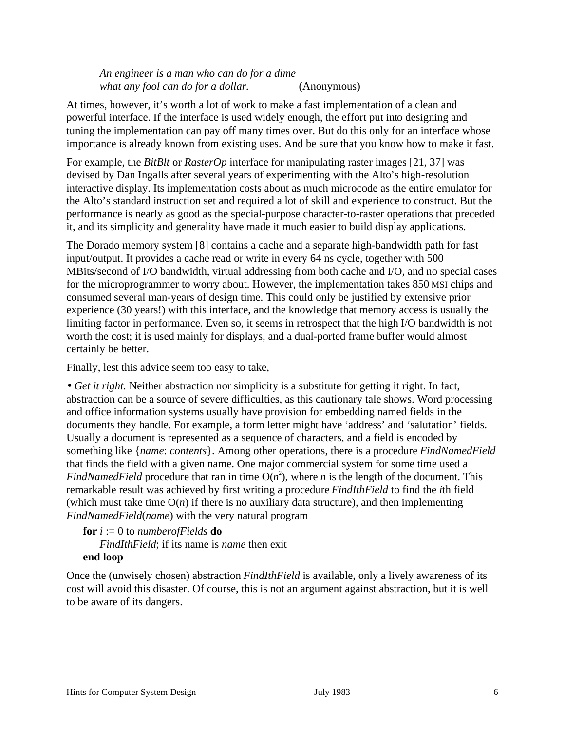> *An engineer is a man who can do for a dime*
> *what any fool can do for a dollar.* (Anonymous)

At times, however, it's worth a lot of work to make a fast implementation of a clean and powerful interface. If the interface is used widely enough, the effort put into designing and tuning the implementation can pay off many times over. But do this only for an interface whose importance is already known from existing uses. And be sure that you know how to make it fast.

For example, the *BitBlt* or *RasterOp* interface for manipulating raster images [21, 37] was devised by Dan Ingalls after several years of experimenting with the Alto's high-resolution interactive display. Its implementation costs about as much microcode as the entire emulator for the Alto's standard instruction set and required a lot of skill and experience to construct. But the performance is nearly as good as the special-purpose character-to-raster operations that preceded it, and its simplicity and generality have made it much easier to build display applications.

The Dorado memory system [8] contains a cache and a separate high-bandwidth path for fast input/output. It provides a cache read or write in every 64 ns cycle, together with 500 MBits/second of I/O bandwidth, virtual addressing from both cache and I/O, and no special cases for the microprogrammer to worry about. However, the implementation takes 850 MSI chips and consumed several man-years of design time. This could only be justified by extensive prior experience (30 years!) with this interface, and the knowledge that memory access is usually the limiting factor in performance. Even so, it seems in retrospect that the high I/O bandwidth is not worth the cost; it is used mainly for displays, and a dual-ported frame buffer would almost certainly be better.

Finally, lest this advice seem too easy to take,

• *Get it right.* Neither abstraction nor simplicity is a substitute for getting it right. In fact, abstraction can be a source of severe difficulties, as this cautionary tale shows. Word processing and office information systems usually have provision for embedding named fields in the documents they handle. For example, a form letter might have 'address' and 'salutation' fields. Usually a document is represented as a sequence of characters, and a field is encoded by something like {*name*: *contents*}. Among other operations, there is a procedure *FindNamedField* that finds the field with a given name. One major commercial system for some time used a *FindNamedField* procedure that ran in time $O(n^2)$, where $n$ is the length of the document. This remarkable result was achieved by first writing a procedure *FindIthField* to find the $i$th field (which must take time $O(n)$ if there is no auxiliary data structure), and then implementing *FindNamedField*(*name*) with the very natural program

```
for i := 0 to numberofFields do
    FindIthField; if its name is name then exit
end loop
```

Once the (unwisely chosen) abstraction *FindIthField* is available, only a lively awareness of its cost will avoid this disaster. Of course, this is not an argument against abstraction, but it is well to be aware of its dangers.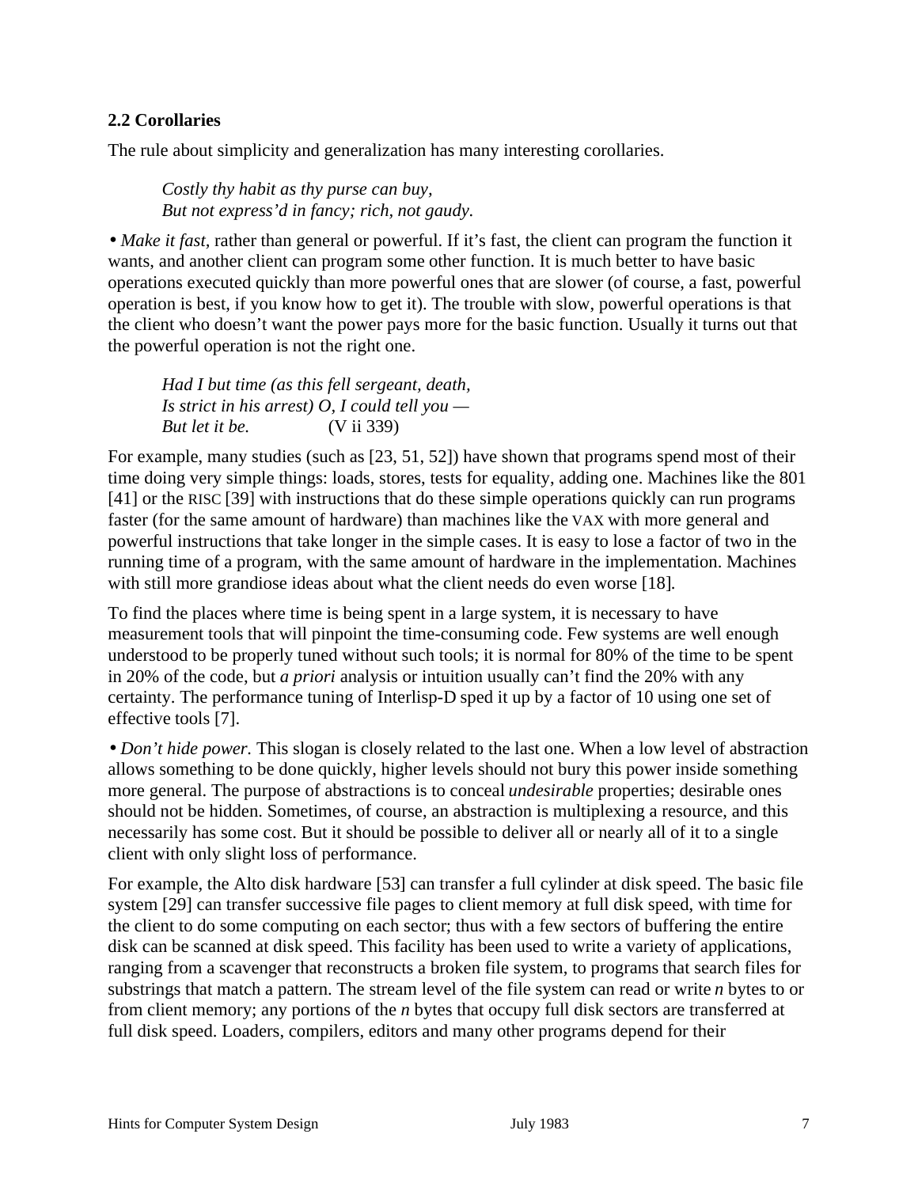### 2.2 Corollaries

The rule about simplicity and generalization has many interesting corollaries.

> *Costly thy habit as thy purse can buy,*
> *But not express'd in fancy; rich, not gaudy.*

• *Make it fast*, rather than general or powerful. If it's fast, the client can program the function it wants, and another client can program some other function. It is much better to have basic operations executed quickly than more powerful ones that are slower (of course, a fast, powerful operation is best, if you know how to get it). The trouble with slow, powerful operations is that the client who doesn't want the power pays more for the basic function. Usually it turns out that the powerful operation is not the right one.

> *Had I but time (as this fell sergeant, death,*
> *Is strict in his arrest) O, I could tell you —*
> *But let it be.* (V ii 339)

For example, many studies (such as [23, 51, 52]) have shown that programs spend most of their time doing very simple things: loads, stores, tests for equality, adding one. Machines like the 801 [41] or the RISC [39] with instructions that do these simple operations quickly can run programs faster (for the same amount of hardware) than machines like the VAX with more general and powerful instructions that take longer in the simple cases. It is easy to lose a factor of two in the running time of a program, with the same amount of hardware in the implementation. Machines with still more grandiose ideas about what the client needs do even worse [18].

To find the places where time is being spent in a large system, it is necessary to have measurement tools that will pinpoint the time-consuming code. Few systems are well enough understood to be properly tuned without such tools; it is normal for 80% of the time to be spent in 20% of the code, but *a priori* analysis or intuition usually can't find the 20% with any certainty. The performance tuning of Interlisp-D sped it up by a factor of 10 using one set of effective tools [7].

• *Don't hide power.* This slogan is closely related to the last one. When a low level of abstraction allows something to be done quickly, higher levels should not bury this power inside something more general. The purpose of abstractions is to conceal *undesirable* properties; desirable ones should not be hidden. Sometimes, of course, an abstraction is multiplexing a resource, and this necessarily has some cost. But it should be possible to deliver all or nearly all of it to a single client with only slight loss of performance.

For example, the Alto disk hardware [53] can transfer a full cylinder at disk speed. The basic file system [29] can transfer successive file pages to client memory at full disk speed, with time for the client to do some computing on each sector; thus with a few sectors of buffering the entire disk can be scanned at disk speed. This facility has been used to write a variety of applications, ranging from a scavenger that reconstructs a broken file system, to programs that search files for substrings that match a pattern. The stream level of the file system can read or write *n* bytes to or from client memory; any portions of the *n* bytes that occupy full disk sectors are transferred at full disk speed. Loaders, compilers, editors and many other programs depend for their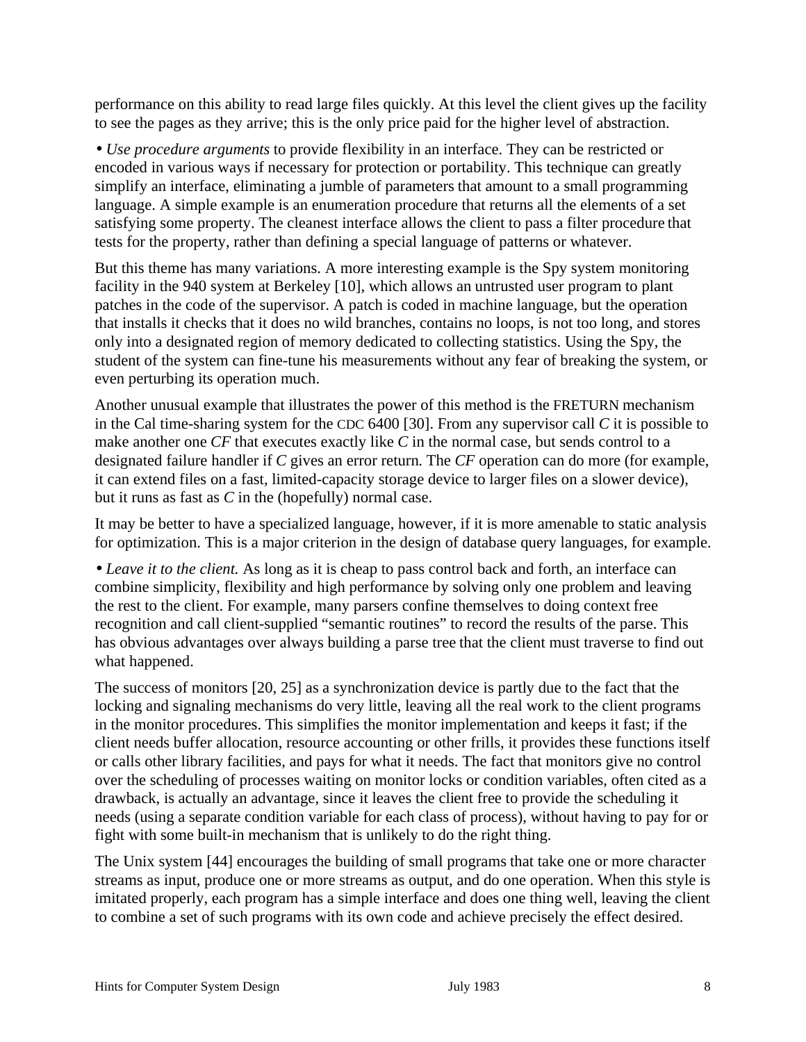performance on this ability to read large files quickly. At this level the client gives up the facility to see the pages as they arrive; this is the only price paid for the higher level of abstraction.

• *Use procedure arguments* to provide flexibility in an interface. They can be restricted or encoded in various ways if necessary for protection or portability. This technique can greatly simplify an interface, eliminating a jumble of parameters that amount to a small programming language. A simple example is an enumeration procedure that returns all the elements of a set satisfying some property. The cleanest interface allows the client to pass a filter procedure that tests for the property, rather than defining a special language of patterns or whatever.

But this theme has many variations. A more interesting example is the Spy system monitoring facility in the 940 system at Berkeley [10], which allows an untrusted user program to plant patches in the code of the supervisor. A patch is coded in machine language, but the operation that installs it checks that it does no wild branches, contains no loops, is not too long, and stores only into a designated region of memory dedicated to collecting statistics. Using the Spy, the student of the system can fine-tune his measurements without any fear of breaking the system, or even perturbing its operation much.

Another unusual example that illustrates the power of this method is the FRETURN mechanism in the Cal time-sharing system for the CDC 6400 [30]. From any supervisor call *C* it is possible to make another one *CF* that executes exactly like *C* in the normal case, but sends control to a designated failure handler if *C* gives an error return. The *CF* operation can do more (for example, it can extend files on a fast, limited-capacity storage device to larger files on a slower device), but it runs as fast as *C* in the (hopefully) normal case.

It may be better to have a specialized language, however, if it is more amenable to static analysis for optimization. This is a major criterion in the design of database query languages, for example.

• *Leave it to the client.* As long as it is cheap to pass control back and forth, an interface can combine simplicity, flexibility and high performance by solving only one problem and leaving the rest to the client. For example, many parsers confine themselves to doing context free recognition and call client-supplied "semantic routines" to record the results of the parse. This has obvious advantages over always building a parse tree that the client must traverse to find out what happened.

The success of monitors [20, 25] as a synchronization device is partly due to the fact that the locking and signaling mechanisms do very little, leaving all the real work to the client programs in the monitor procedures. This simplifies the monitor implementation and keeps it fast; if the client needs buffer allocation, resource accounting or other frills, it provides these functions itself or calls other library facilities, and pays for what it needs. The fact that monitors give no control over the scheduling of processes waiting on monitor locks or condition variables, often cited as a drawback, is actually an advantage, since it leaves the client free to provide the scheduling it needs (using a separate condition variable for each class of process), without having to pay for or fight with some built-in mechanism that is unlikely to do the right thing.

The Unix system [44] encourages the building of small programs that take one or more character streams as input, produce one or more streams as output, and do one operation. When this style is imitated properly, each program has a simple interface and does one thing well, leaving the client to combine a set of such programs with its own code and achieve precisely the effect desired.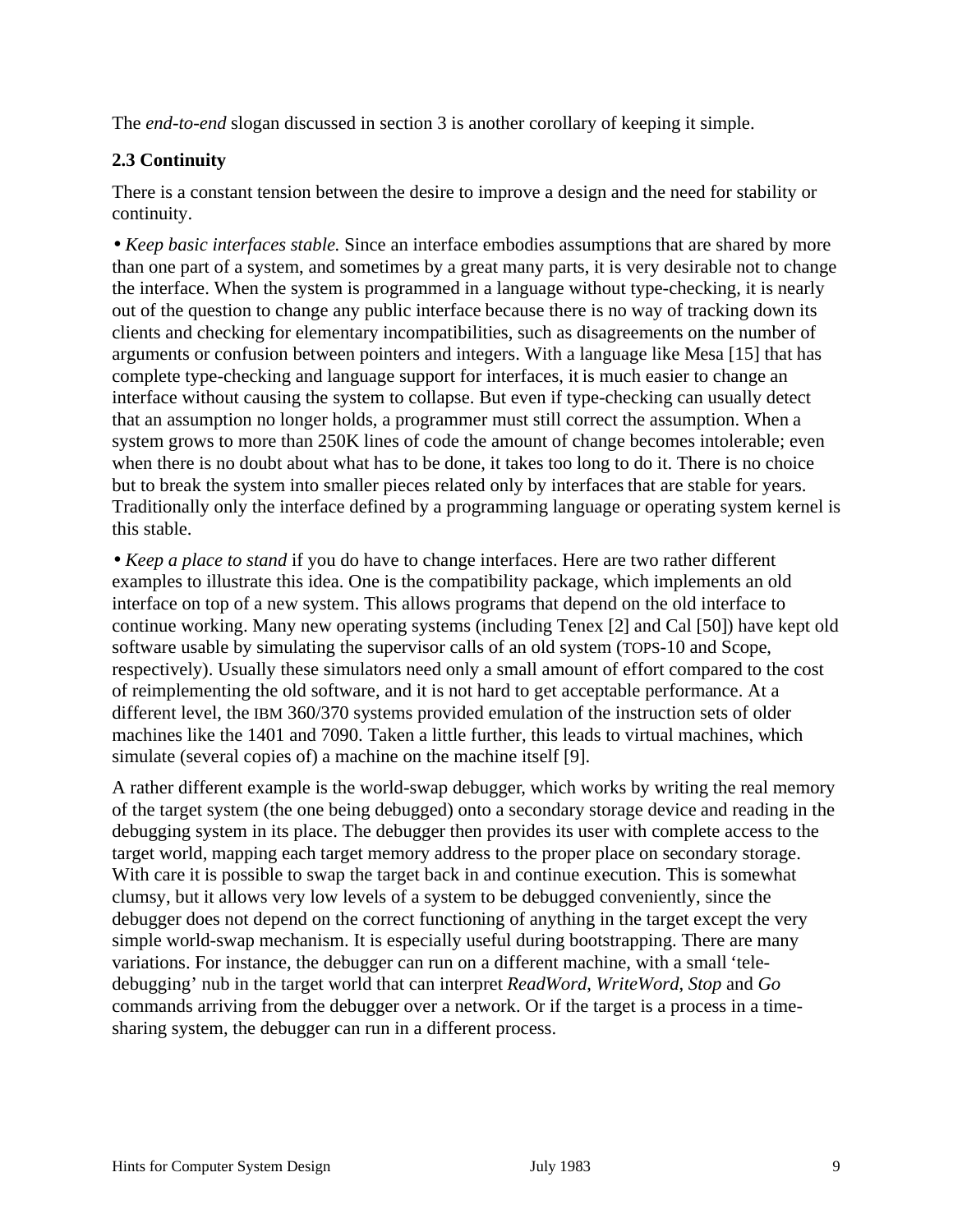The *end-to-end* slogan discussed in section 3 is another corollary of keeping it simple.

### 2.3 Continuity

There is a constant tension between the desire to improve a design and the need for stability or continuity.

• *Keep basic interfaces stable.* Since an interface embodies assumptions that are shared by more than one part of a system, and sometimes by a great many parts, it is very desirable not to change the interface. When the system is programmed in a language without type-checking, it is nearly out of the question to change any public interface because there is no way of tracking down its clients and checking for elementary incompatibilities, such as disagreements on the number of arguments or confusion between pointers and integers. With a language like Mesa [15] that has complete type-checking and language support for interfaces, it is much easier to change an interface without causing the system to collapse. But even if type-checking can usually detect that an assumption no longer holds, a programmer must still correct the assumption. When a system grows to more than 250K lines of code the amount of change becomes intolerable; even when there is no doubt about what has to be done, it takes too long to do it. There is no choice but to break the system into smaller pieces related only by interfaces that are stable for years. Traditionally only the interface defined by a programming language or operating system kernel is this stable.

• *Keep a place to stand* if you do have to change interfaces. Here are two rather different examples to illustrate this idea. One is the compatibility package, which implements an old interface on top of a new system. This allows programs that depend on the old interface to continue working. Many new operating systems (including Tenex [2] and Cal [50]) have kept old software usable by simulating the supervisor calls of an old system (TOPS-10 and Scope, respectively). Usually these simulators need only a small amount of effort compared to the cost of reimplementing the old software, and it is not hard to get acceptable performance. At a different level, the IBM 360/370 systems provided emulation of the instruction sets of older machines like the 1401 and 7090. Taken a little further, this leads to virtual machines, which simulate (several copies of) a machine on the machine itself [9].

A rather different example is the world-swap debugger, which works by writing the real memory of the target system (the one being debugged) onto a secondary storage device and reading in the debugging system in its place. The debugger then provides its user with complete access to the target world, mapping each target memory address to the proper place on secondary storage. With care it is possible to swap the target back in and continue execution. This is somewhat clumsy, but it allows very low levels of a system to be debugged conveniently, since the debugger does not depend on the correct functioning of anything in the target except the very simple world-swap mechanism. It is especially useful during bootstrapping. There are many variations. For instance, the debugger can run on a different machine, with a small 'tele-debugging' nub in the target world that can interpret *ReadWord*, *WriteWord*, *Stop* and *Go* commands arriving from the debugger over a network. Or if the target is a process in a time-sharing system, the debugger can run in a different process.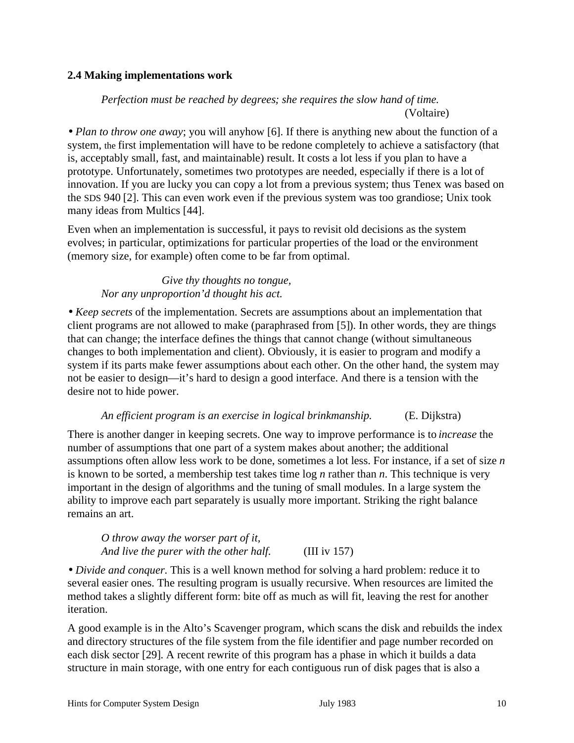### 2.4 Making implementations work

> *Perfection must be reached by degrees; she requires the slow hand of time.*
> (Voltaire)

• *Plan to throw one away*; you will anyhow [6]. If there is anything new about the function of a system, the first implementation will have to be redone completely to achieve a satisfactory (that is, acceptably small, fast, and maintainable) result. It costs a lot less if you plan to have a prototype. Unfortunately, sometimes two prototypes are needed, especially if there is a lot of innovation. If you are lucky you can copy a lot from a previous system; thus Tenex was based on the SDS 940 [2]. This can even work even if the previous system was too grandiose; Unix took many ideas from Multics [44].

Even when an implementation is successful, it pays to revisit old decisions as the system evolves; in particular, optimizations for particular properties of the load or the environment (memory size, for example) often come to be far from optimal.

> *Give thy thoughts no tongue,*
> *Nor any unproportion'd thought his act.*

• *Keep secrets* of the implementation. Secrets are assumptions about an implementation that client programs are not allowed to make (paraphrased from [5]). In other words, they are things that can change; the interface defines the things that cannot change (without simultaneous changes to both implementation and client). Obviously, it is easier to program and modify a system if its parts make fewer assumptions about each other. On the other hand, the system may not be easier to design—it's hard to design a good interface. And there is a tension with the desire not to hide power.

> *An efficient program is an exercise in logical brinkmanship.* (E. Dijkstra)

There is another danger in keeping secrets. One way to improve performance is to *increase* the number of assumptions that one part of a system makes about another; the additional assumptions often allow less work to be done, sometimes a lot less. For instance, if a set of size $n$ is known to be sorted, a membership test takes time $\log n$ rather than $n$. This technique is very important in the design of algorithms and the tuning of small modules. In a large system the ability to improve each part separately is usually more important. Striking the right balance remains an art.

> *O throw away the worser part of it,*
> *And live the purer with the other half.* (III iv 157)

• *Divide and conquer.* This is a well known method for solving a hard problem: reduce it to several easier ones. The resulting program is usually recursive. When resources are limited the method takes a slightly different form: bite off as much as will fit, leaving the rest for another iteration.

A good example is in the Alto's Scavenger program, which scans the disk and rebuilds the index and directory structures of the file system from the file identifier and page number recorded on each disk sector [29]. A recent rewrite of this program has a phase in which it builds a data structure in main storage, with one entry for each contiguous run of disk pages that is also a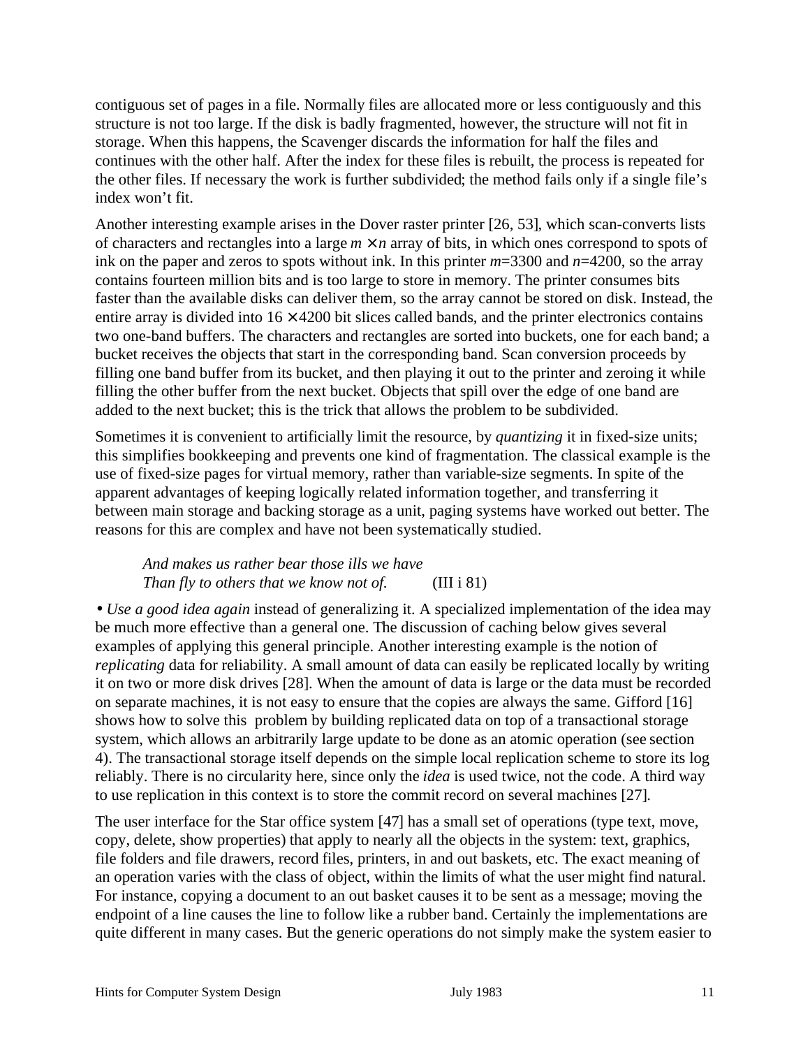contiguous set of pages in a file. Normally files are allocated more or less contiguously and this structure is not too large. If the disk is badly fragmented, however, the structure will not fit in storage. When this happens, the Scavenger discards the information for half the files and continues with the other half. After the index for these files is rebuilt, the process is repeated for the other files. If necessary the work is further subdivided; the method fails only if a single file's index won't fit.

Another interesting example arises in the Dover raster printer [26, 53], which scan-converts lists of characters and rectangles into a large $m \times n$ array of bits, in which ones correspond to spots of ink on the paper and zeros to spots without ink. In this printer $m$=3300 and $n$=4200, so the array contains fourteen million bits and is too large to store in memory. The printer consumes bits faster than the available disks can deliver them, so the array cannot be stored on disk. Instead, the entire array is divided into $16 \times 4200$ bit slices called bands, and the printer electronics contains two one-band buffers. The characters and rectangles are sorted into buckets, one for each band; a bucket receives the objects that start in the corresponding band. Scan conversion proceeds by filling one band buffer from its bucket, and then playing it out to the printer and zeroing it while filling the other buffer from the next bucket. Objects that spill over the edge of one band are added to the next bucket; this is the trick that allows the problem to be subdivided.

Sometimes it is convenient to artificially limit the resource, by *quantizing* it in fixed-size units; this simplifies bookkeeping and prevents one kind of fragmentation. The classical example is the use of fixed-size pages for virtual memory, rather than variable-size segments. In spite of the apparent advantages of keeping logically related information together, and transferring it between main storage and backing storage as a unit, paging systems have worked out better. The reasons for this are complex and have not been systematically studied.

> *And makes us rather bear those ills we have*
> *Than fly to others that we know not of.* (III i 81)

• *Use a good idea again* instead of generalizing it. A specialized implementation of the idea may be much more effective than a general one. The discussion of caching below gives several examples of applying this general principle. Another interesting example is the notion of *replicating* data for reliability. A small amount of data can easily be replicated locally by writing it on two or more disk drives [28]. When the amount of data is large or the data must be recorded on separate machines, it is not easy to ensure that the copies are always the same. Gifford [16] shows how to solve this problem by building replicated data on top of a transactional storage system, which allows an arbitrarily large update to be done as an atomic operation (see section 4). The transactional storage itself depends on the simple local replication scheme to store its log reliably. There is no circularity here, since only the *idea* is used twice, not the code. A third way to use replication in this context is to store the commit record on several machines [27].

The user interface for the Star office system [47] has a small set of operations (type text, move, copy, delete, show properties) that apply to nearly all the objects in the system: text, graphics, file folders and file drawers, record files, printers, in and out baskets, etc. The exact meaning of an operation varies with the class of object, within the limits of what the user might find natural. For instance, copying a document to an out basket causes it to be sent as a message; moving the endpoint of a line causes the line to follow like a rubber band. Certainly the implementations are quite different in many cases. But the generic operations do not simply make the system easier to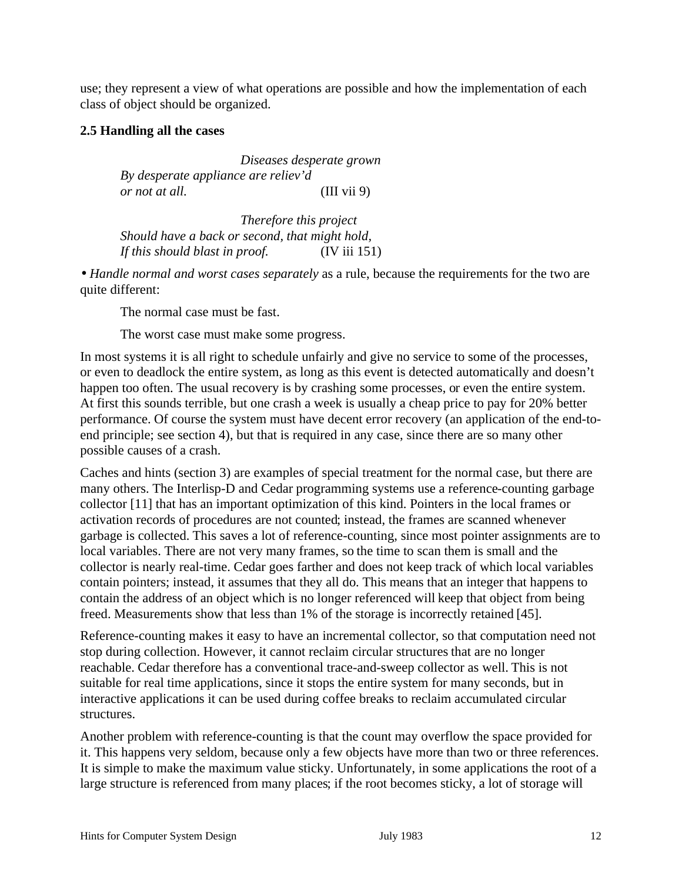use; they represent a view of what operations are possible and how the implementation of each class of object should be organized.

### 2.5 Handling all the cases

> *Diseases desperate grown*
> *By desperate appliance are reliev'd*
> *or not at all.* (III vii 9)

> *Therefore this project*
> *Should have a back or second, that might hold,*
> *If this should blast in proof.* (IV iii 151)

• *Handle normal and worst cases separately* as a rule, because the requirements for the two are quite different:

> The normal case must be fast.
>
> The worst case must make some progress.

In most systems it is all right to schedule unfairly and give no service to some of the processes, or even to deadlock the entire system, as long as this event is detected automatically and doesn't happen too often. The usual recovery is by crashing some processes, or even the entire system. At first this sounds terrible, but one crash a week is usually a cheap price to pay for 20% better performance. Of course the system must have decent error recovery (an application of the end-to-end principle; see section 4), but that is required in any case, since there are so many other possible causes of a crash.

Caches and hints (section 3) are examples of special treatment for the normal case, but there are many others. The Interlisp-D and Cedar programming systems use a reference-counting garbage collector [11] that has an important optimization of this kind. Pointers in the local frames or activation records of procedures are not counted; instead, the frames are scanned whenever garbage is collected. This saves a lot of reference-counting, since most pointer assignments are to local variables. There are not very many frames, so the time to scan them is small and the collector is nearly real-time. Cedar goes farther and does not keep track of which local variables contain pointers; instead, it assumes that they all do. This means that an integer that happens to contain the address of an object which is no longer referenced will keep that object from being freed. Measurements show that less than 1% of the storage is incorrectly retained [45].

Reference-counting makes it easy to have an incremental collector, so that computation need not stop during collection. However, it cannot reclaim circular structures that are no longer reachable. Cedar therefore has a conventional trace-and-sweep collector as well. This is not suitable for real time applications, since it stops the entire system for many seconds, but in interactive applications it can be used during coffee breaks to reclaim accumulated circular structures.

Another problem with reference-counting is that the count may overflow the space provided for it. This happens very seldom, because only a few objects have more than two or three references. It is simple to make the maximum value sticky. Unfortunately, in some applications the root of a large structure is referenced from many places; if the root becomes sticky, a lot of storage will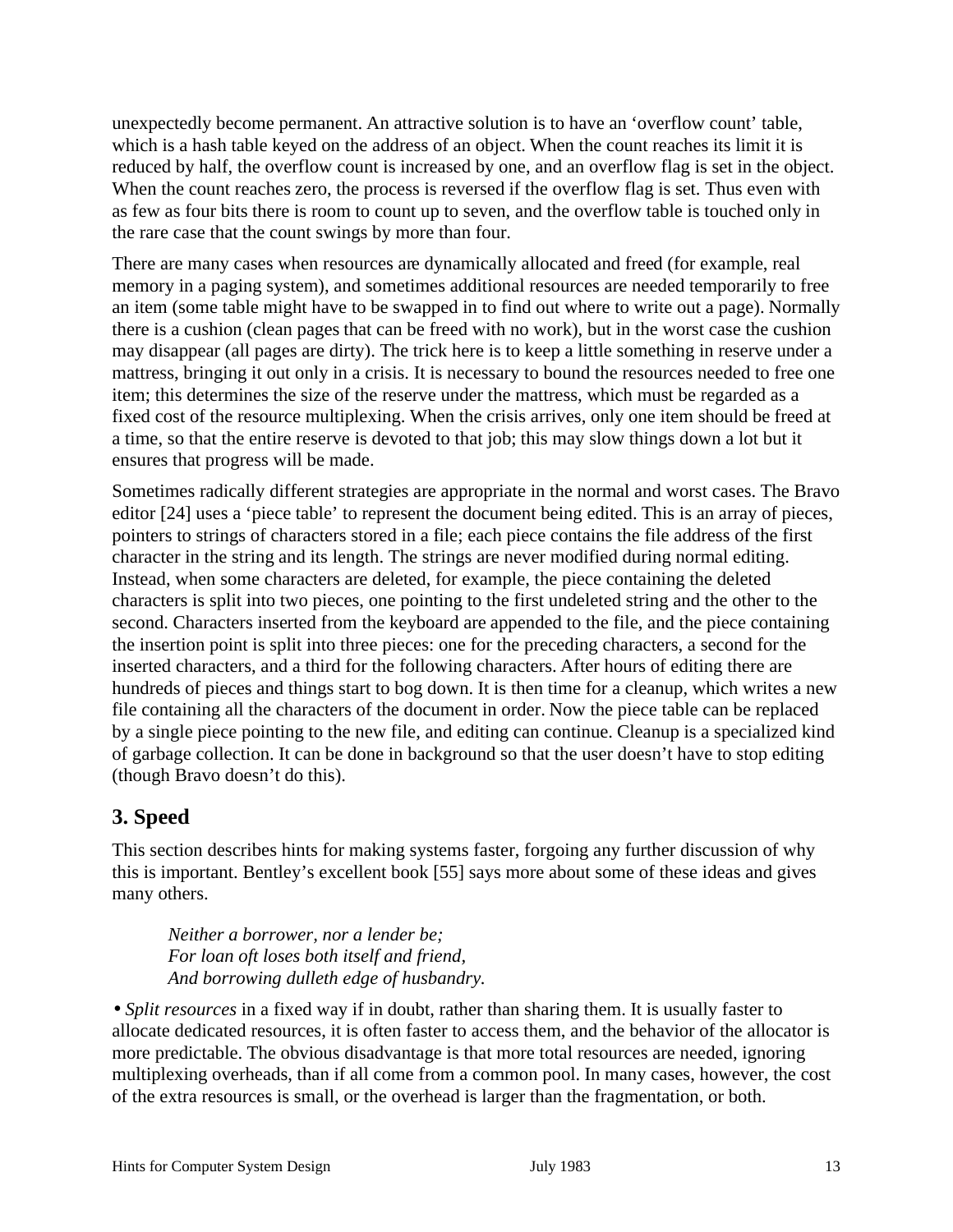unexpectedly become permanent. An attractive solution is to have an 'overflow count' table, which is a hash table keyed on the address of an object. When the count reaches its limit it is reduced by half, the overflow count is increased by one, and an overflow flag is set in the object. When the count reaches zero, the process is reversed if the overflow flag is set. Thus even with as few as four bits there is room to count up to seven, and the overflow table is touched only in the rare case that the count swings by more than four.

There are many cases when resources are dynamically allocated and freed (for example, real memory in a paging system), and sometimes additional resources are needed temporarily to free an item (some table might have to be swapped in to find out where to write out a page). Normally there is a cushion (clean pages that can be freed with no work), but in the worst case the cushion may disappear (all pages are dirty). The trick here is to keep a little something in reserve under a mattress, bringing it out only in a crisis. It is necessary to bound the resources needed to free one item; this determines the size of the reserve under the mattress, which must be regarded as a fixed cost of the resource multiplexing. When the crisis arrives, only one item should be freed at a time, so that the entire reserve is devoted to that job; this may slow things down a lot but it ensures that progress will be made.

Sometimes radically different strategies are appropriate in the normal and worst cases. The Bravo editor [24] uses a 'piece table' to represent the document being edited. This is an array of pieces, pointers to strings of characters stored in a file; each piece contains the file address of the first character in the string and its length. The strings are never modified during normal editing. Instead, when some characters are deleted, for example, the piece containing the deleted characters is split into two pieces, one pointing to the first undeleted string and the other to the second. Characters inserted from the keyboard are appended to the file, and the piece containing the insertion point is split into three pieces: one for the preceding characters, a second for the inserted characters, and a third for the following characters. After hours of editing there are hundreds of pieces and things start to bog down. It is then time for a cleanup, which writes a new file containing all the characters of the document in order. Now the piece table can be replaced by a single piece pointing to the new file, and editing can continue. Cleanup is a specialized kind of garbage collection. It can be done in background so that the user doesn't have to stop editing (though Bravo doesn't do this).

## 3. Speed

This section describes hints for making systems faster, forgoing any further discussion of why this is important. Bentley's excellent book [55] says more about some of these ideas and gives many others.

> *Neither a borrower, nor a lender be;*
> *For loan oft loses both itself and friend,*
> *And borrowing dulleth edge of husbandry.*

• *Split resources* in a fixed way if in doubt, rather than sharing them. It is usually faster to allocate dedicated resources, it is often faster to access them, and the behavior of the allocator is more predictable. The obvious disadvantage is that more total resources are needed, ignoring multiplexing overheads, than if all come from a common pool. In many cases, however, the cost of the extra resources is small, or the overhead is larger than the fragmentation, or both.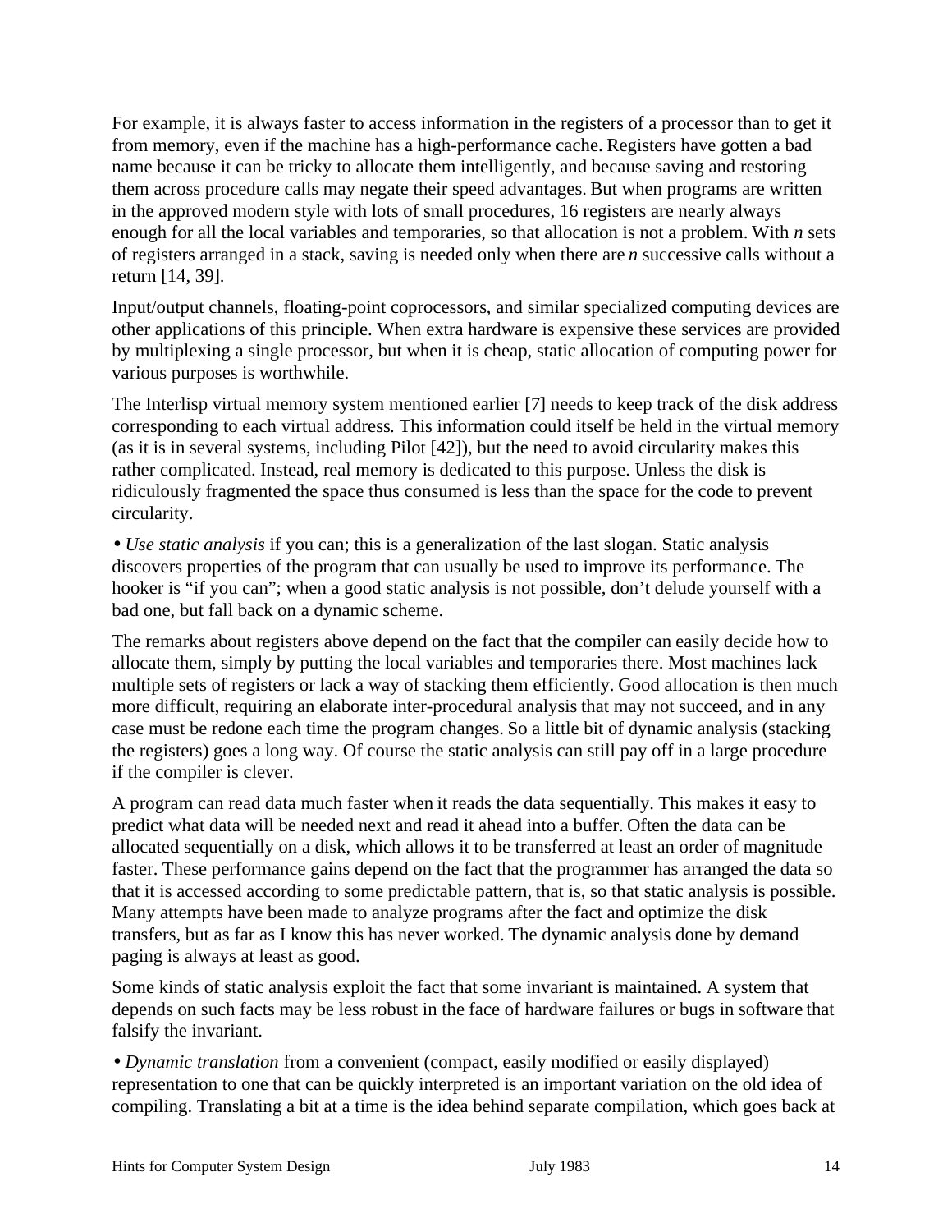For example, it is always faster to access information in the registers of a processor than to get it from memory, even if the machine has a high-performance cache. Registers have gotten a bad name because it can be tricky to allocate them intelligently, and because saving and restoring them across procedure calls may negate their speed advantages. But when programs are written in the approved modern style with lots of small procedures, 16 registers are nearly always enough for all the local variables and temporaries, so that allocation is not a problem. With *n* sets of registers arranged in a stack, saving is needed only when there are *n* successive calls without a return [14, 39].

Input/output channels, floating-point coprocessors, and similar specialized computing devices are other applications of this principle. When extra hardware is expensive these services are provided by multiplexing a single processor, but when it is cheap, static allocation of computing power for various purposes is worthwhile.

The Interlisp virtual memory system mentioned earlier [7] needs to keep track of the disk address corresponding to each virtual address. This information could itself be held in the virtual memory (as it is in several systems, including Pilot [42]), but the need to avoid circularity makes this rather complicated. Instead, real memory is dedicated to this purpose. Unless the disk is ridiculously fragmented the space thus consumed is less than the space for the code to prevent circularity.

• *Use static analysis* if you can; this is a generalization of the last slogan. Static analysis discovers properties of the program that can usually be used to improve its performance. The hooker is “if you can”; when a good static analysis is not possible, don’t delude yourself with a bad one, but fall back on a dynamic scheme.

The remarks about registers above depend on the fact that the compiler can easily decide how to allocate them, simply by putting the local variables and temporaries there. Most machines lack multiple sets of registers or lack a way of stacking them efficiently. Good allocation is then much more difficult, requiring an elaborate inter-procedural analysis that may not succeed, and in any case must be redone each time the program changes. So a little bit of dynamic analysis (stacking the registers) goes a long way. Of course the static analysis can still pay off in a large procedure if the compiler is clever.

A program can read data much faster when it reads the data sequentially. This makes it easy to predict what data will be needed next and read it ahead into a buffer. Often the data can be allocated sequentially on a disk, which allows it to be transferred at least an order of magnitude faster. These performance gains depend on the fact that the programmer has arranged the data so that it is accessed according to some predictable pattern, that is, so that static analysis is possible. Many attempts have been made to analyze programs after the fact and optimize the disk transfers, but as far as I know this has never worked. The dynamic analysis done by demand paging is always at least as good.

Some kinds of static analysis exploit the fact that some invariant is maintained. A system that depends on such facts may be less robust in the face of hardware failures or bugs in software that falsify the invariant.

• *Dynamic translation* from a convenient (compact, easily modified or easily displayed) representation to one that can be quickly interpreted is an important variation on the old idea of compiling. Translating a bit at a time is the idea behind separate compilation, which goes back at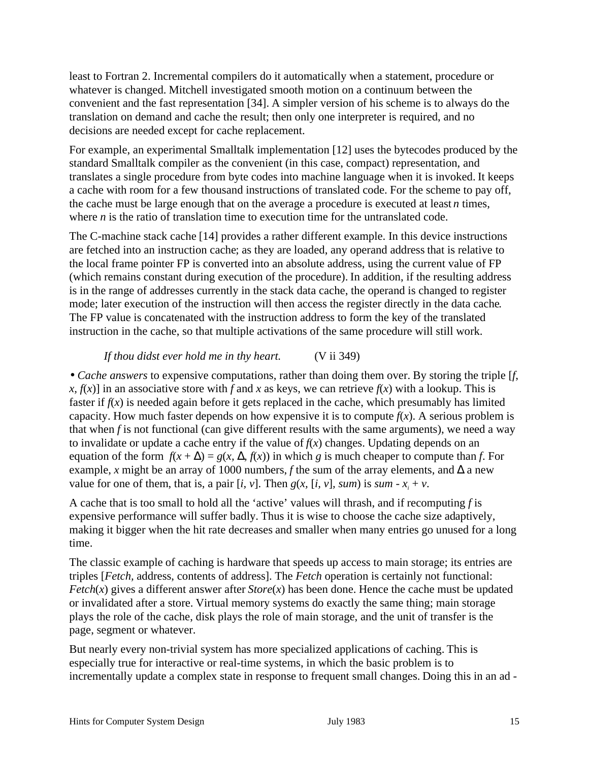least to Fortran 2. Incremental compilers do it automatically when a statement, procedure or whatever is changed. Mitchell investigated smooth motion on a continuum between the convenient and the fast representation [34]. A simpler version of his scheme is to always do the translation on demand and cache the result; then only one interpreter is required, and no decisions are needed except for cache replacement.

For example, an experimental Smalltalk implementation [12] uses the bytecodes produced by the standard Smalltalk compiler as the convenient (in this case, compact) representation, and translates a single procedure from byte codes into machine language when it is invoked. It keeps a cache with room for a few thousand instructions of translated code. For the scheme to pay off, the cache must be large enough that on the average a procedure is executed at least *n* times, where *n* is the ratio of translation time to execution time for the untranslated code.

The C-machine stack cache [14] provides a rather different example. In this device instructions are fetched into an instruction cache; as they are loaded, any operand address that is relative to the local frame pointer FP is converted into an absolute address, using the current value of FP (which remains constant during execution of the procedure). In addition, if the resulting address is in the range of addresses currently in the stack data cache, the operand is changed to register mode; later execution of the instruction will then access the register directly in the data cache. The FP value is concatenated with the instruction address to form the key of the translated instruction in the cache, so that multiple activations of the same procedure will still work.

> *If thou didst ever hold me in thy heart.* (V ii 349)

• *Cache answers* to expensive computations, rather than doing them over. By storing the triple [$f$, $x$, $f(x)$] in an associative store with $f$ and $x$ as keys, we can retrieve $f(x)$ with a lookup. This is faster if $f(x)$ is needed again before it gets replaced in the cache, which presumably has limited capacity. How much faster depends on how expensive it is to compute $f(x)$. A serious problem is that when $f$ is not functional (can give different results with the same arguments), we need a way to invalidate or update a cache entry if the value of $f(x)$ changes. Updating depends on an equation of the form $f(x + \Delta) = g(x, \Delta, f(x))$ in which $g$ is much cheaper to compute than $f$. For example, $x$ might be an array of 1000 numbers, $f$ the sum of the array elements, and $\Delta$ a new value for one of them, that is, a pair [$i$, $v$]. Then $g(x, [i, v], sum)$ is $sum - x_i + v$.

A cache that is too small to hold all the 'active' values will thrash, and if recomputing $f$ is expensive performance will suffer badly. Thus it is wise to choose the cache size adaptively, making it bigger when the hit rate decreases and smaller when many entries go unused for a long time.

The classic example of caching is hardware that speeds up access to main storage; its entries are triples [*Fetch*, address, contents of address]. The *Fetch* operation is certainly not functional: *Fetch*($x$) gives a different answer after *Store*($x$) has been done. Hence the cache must be updated or invalidated after a store. Virtual memory systems do exactly the same thing; main storage plays the role of the cache, disk plays the role of main storage, and the unit of transfer is the page, segment or whatever.

But nearly every non-trivial system has more specialized applications of caching. This is especially true for interactive or real-time systems, in which the basic problem is to incrementally update a complex state in response to frequent small changes. Doing this in an ad -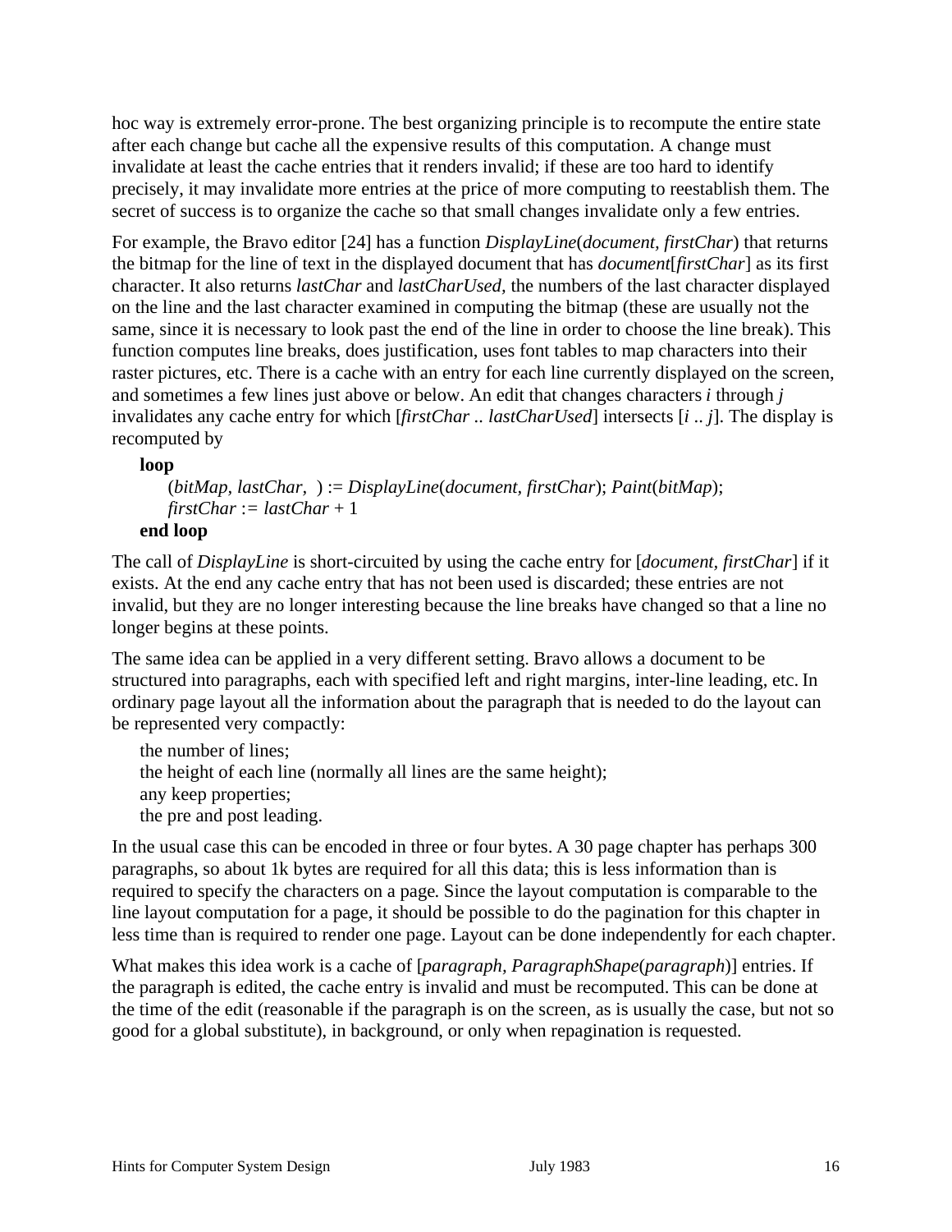hoc way is extremely error-prone. The best organizing principle is to recompute the entire state after each change but cache all the expensive results of this computation. A change must invalidate at least the cache entries that it renders invalid; if these are too hard to identify precisely, it may invalidate more entries at the price of more computing to reestablish them. The secret of success is to organize the cache so that small changes invalidate only a few entries.

For example, the Bravo editor [24] has a function *DisplayLine*(*document*, *firstChar*) that returns the bitmap for the line of text in the displayed document that has *document*[*firstChar*] as its first character. It also returns *lastChar* and *lastCharUsed*, the numbers of the last character displayed on the line and the last character examined in computing the bitmap (these are usually not the same, since it is necessary to look past the end of the line in order to choose the line break). This function computes line breaks, does justification, uses font tables to map characters into their raster pictures, etc. There is a cache with an entry for each line currently displayed on the screen, and sometimes a few lines just above or below. An edit that changes characters *i* through *j* invalidates any cache entry for which [*firstChar* .. *lastCharUsed*] intersects [*i* .. *j*]. The display is recomputed by

```
loop
    (bitMap, lastChar, ) := DisplayLine(document, firstChar); Paint(bitMap);
    firstChar := lastChar + 1
end loop
```

The call of *DisplayLine* is short-circuited by using the cache entry for [*document*, *firstChar*] if it exists. At the end any cache entry that has not been used is discarded; these entries are not invalid, but they are no longer interesting because the line breaks have changed so that a line no longer begins at these points.

The same idea can be applied in a very different setting. Bravo allows a document to be structured into paragraphs, each with specified left and right margins, inter-line leading, etc. In ordinary page layout all the information about the paragraph that is needed to do the layout can be represented very compactly:

the number of lines;  
the height of each line (normally all lines are the same height);  
any keep properties;  
the pre and post leading.

In the usual case this can be encoded in three or four bytes. A 30 page chapter has perhaps 300 paragraphs, so about 1k bytes are required for all this data; this is less information than is required to specify the characters on a page. Since the layout computation is comparable to the line layout computation for a page, it should be possible to do the pagination for this chapter in less time than is required to render one page. Layout can be done independently for each chapter.

What makes this idea work is a cache of [*paragraph*, *ParagraphShape*(*paragraph*)] entries. If the paragraph is edited, the cache entry is invalid and must be recomputed. This can be done at the time of the edit (reasonable if the paragraph is on the screen, as is usually the case, but not so good for a global substitute), in background, or only when repagination is requested.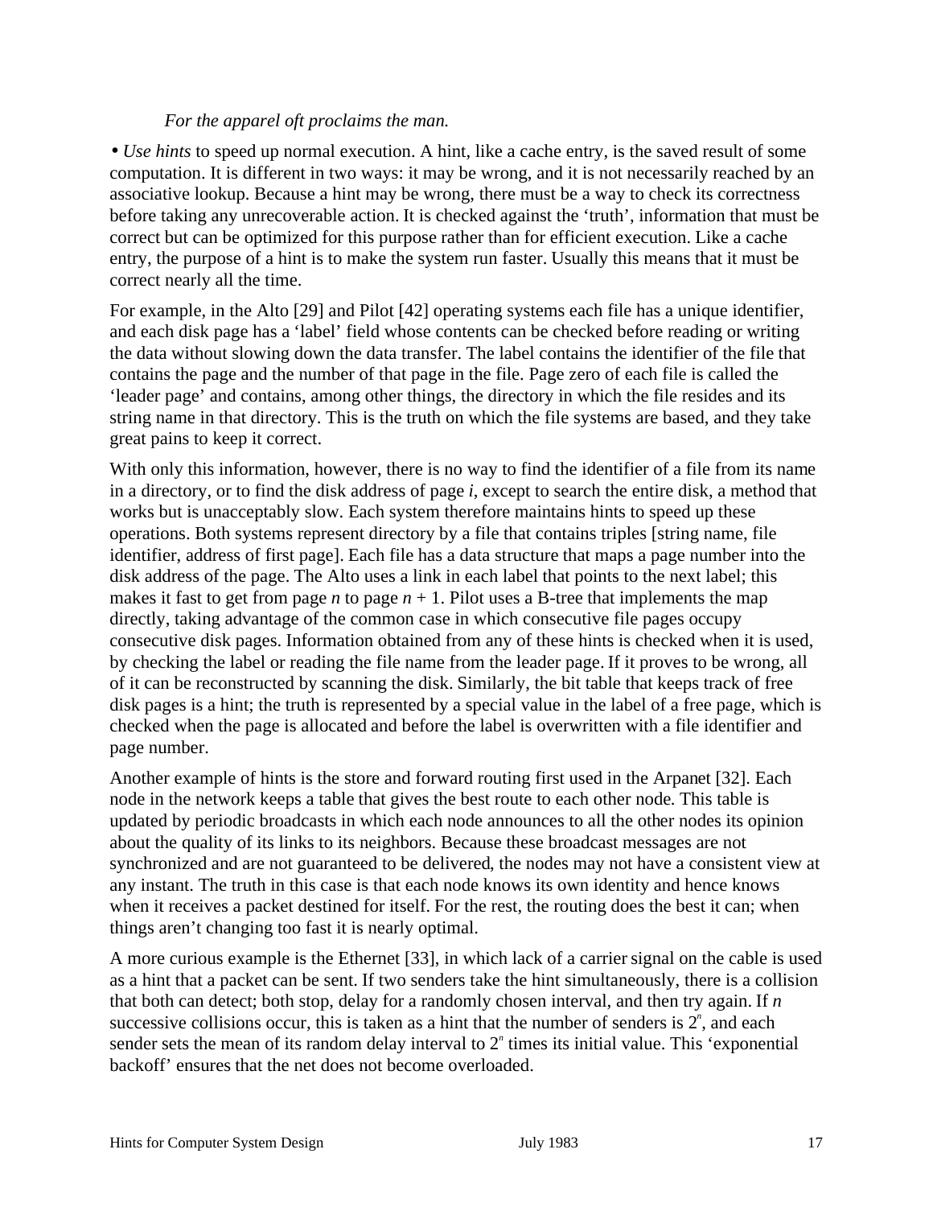*For the apparel oft proclaims the man.*

• *Use hints* to speed up normal execution. A hint, like a cache entry, is the saved result of some computation. It is different in two ways: it may be wrong, and it is not necessarily reached by an associative lookup. Because a hint may be wrong, there must be a way to check its correctness before taking any unrecoverable action. It is checked against the 'truth', information that must be correct but can be optimized for this purpose rather than for efficient execution. Like a cache entry, the purpose of a hint is to make the system run faster. Usually this means that it must be correct nearly all the time.

For example, in the Alto [29] and Pilot [42] operating systems each file has a unique identifier, and each disk page has a 'label' field whose contents can be checked before reading or writing the data without slowing down the data transfer. The label contains the identifier of the file that contains the page and the number of that page in the file. Page zero of each file is called the 'leader page' and contains, among other things, the directory in which the file resides and its string name in that directory. This is the truth on which the file systems are based, and they take great pains to keep it correct.

With only this information, however, there is no way to find the identifier of a file from its name in a directory, or to find the disk address of page *i*, except to search the entire disk, a method that works but is unacceptably slow. Each system therefore maintains hints to speed up these operations. Both systems represent directory by a file that contains triples [string name, file identifier, address of first page]. Each file has a data structure that maps a page number into the disk address of the page. The Alto uses a link in each label that points to the next label; this makes it fast to get from page $n$ to page $n + 1$. Pilot uses a B-tree that implements the map directly, taking advantage of the common case in which consecutive file pages occupy consecutive disk pages. Information obtained from any of these hints is checked when it is used, by checking the label or reading the file name from the leader page. If it proves to be wrong, all of it can be reconstructed by scanning the disk. Similarly, the bit table that keeps track of free disk pages is a hint; the truth is represented by a special value in the label of a free page, which is checked when the page is allocated and before the label is overwritten with a file identifier and page number.

Another example of hints is the store and forward routing first used in the Arpanet [32]. Each node in the network keeps a table that gives the best route to each other node. This table is updated by periodic broadcasts in which each node announces to all the other nodes its opinion about the quality of its links to its neighbors. Because these broadcast messages are not synchronized and are not guaranteed to be delivered, the nodes may not have a consistent view at any instant. The truth in this case is that each node knows its own identity and hence knows when it receives a packet destined for itself. For the rest, the routing does the best it can; when things aren't changing too fast it is nearly optimal.

A more curious example is the Ethernet [33], in which lack of a carrier signal on the cable is used as a hint that a packet can be sent. If two senders take the hint simultaneously, there is a collision that both can detect; both stop, delay for a randomly chosen interval, and then try again. If $n$ successive collisions occur, this is taken as a hint that the number of senders is $2^n$, and each sender sets the mean of its random delay interval to $2^n$ times its initial value. This 'exponential backoff' ensures that the net does not become overloaded.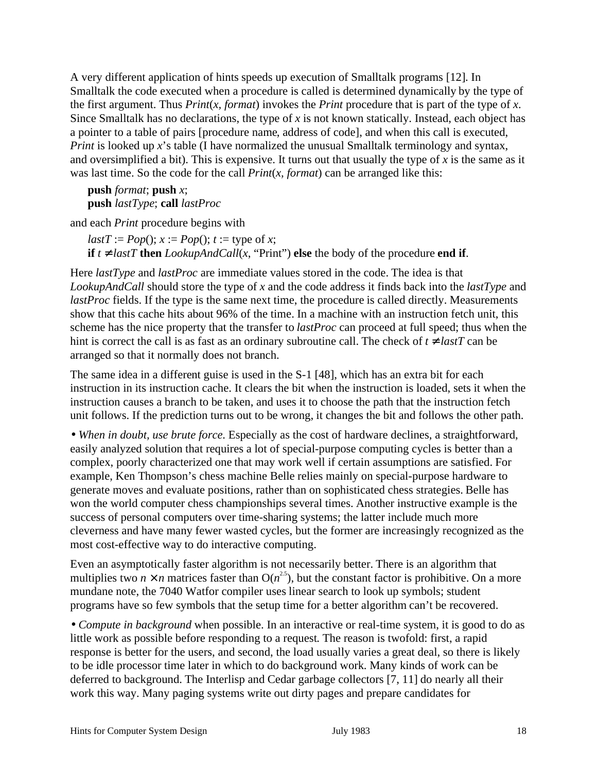A very different application of hints speeds up execution of Smalltalk programs [12]. In Smalltalk the code executed when a procedure is called is determined dynamically by the type of the first argument. Thus *Print*(*x, format*) invokes the *Print* procedure that is part of the type of *x*. Since Smalltalk has no declarations, the type of *x* is not known statically. Instead, each object has a pointer to a table of pairs [procedure name, address of code], and when this call is executed, *Print* is looked up *x*'s table (I have normalized the unusual Smalltalk terminology and syntax, and oversimplified a bit). This is expensive. It turns out that usually the type of *x* is the same as it was last time. So the code for the call *Print*(*x, format*) can be arranged like this:

> **push** *format*; **push** *x*;
> **push** *lastType*; **call** *lastProc*

and each *Print* procedure begins with

> *lastT* := *Pop*(); *x* := *Pop*(); *t* := type of *x*;
> **if** $t \neq lastT$ **then** *LookupAndCall*(*x*, "Print") **else** the body of the procedure **end if**.

Here *lastType* and *lastProc* are immediate values stored in the code. The idea is that *LookupAndCall* should store the type of *x* and the code address it finds back into the *lastType* and *lastProc* fields. If the type is the same next time, the procedure is called directly. Measurements show that this cache hits about 96% of the time. In a machine with an instruction fetch unit, this scheme has the nice property that the transfer to *lastProc* can proceed at full speed; thus when the hint is correct the call is as fast as an ordinary subroutine call. The check of $t \neq lastT$ can be arranged so that it normally does not branch.

The same idea in a different guise is used in the S-1 [48], which has an extra bit for each instruction in its instruction cache. It clears the bit when the instruction is loaded, sets it when the instruction causes a branch to be taken, and uses it to choose the path that the instruction fetch unit follows. If the prediction turns out to be wrong, it changes the bit and follows the other path.

• *When in doubt, use brute force.* Especially as the cost of hardware declines, a straightforward, easily analyzed solution that requires a lot of special-purpose computing cycles is better than a complex, poorly characterized one that may work well if certain assumptions are satisfied. For example, Ken Thompson's chess machine Belle relies mainly on special-purpose hardware to generate moves and evaluate positions, rather than on sophisticated chess strategies. Belle has won the world computer chess championships several times. Another instructive example is the success of personal computers over time-sharing systems; the latter include much more cleverness and have many fewer wasted cycles, but the former are increasingly recognized as the most cost-effective way to do interactive computing.

Even an asymptotically faster algorithm is not necessarily better. There is an algorithm that multiplies two $n \times n$ matrices faster than $O(n^{2.5})$, but the constant factor is prohibitive. On a more mundane note, the 7040 Watfor compiler uses linear search to look up symbols; student programs have so few symbols that the setup time for a better algorithm can't be recovered.

• *Compute in background* when possible. In an interactive or real-time system, it is good to do as little work as possible before responding to a request. The reason is twofold: first, a rapid response is better for the users, and second, the load usually varies a great deal, so there is likely to be idle processor time later in which to do background work. Many kinds of work can be deferred to background. The Interlisp and Cedar garbage collectors [7, 11] do nearly all their work this way. Many paging systems write out dirty pages and prepare candidates for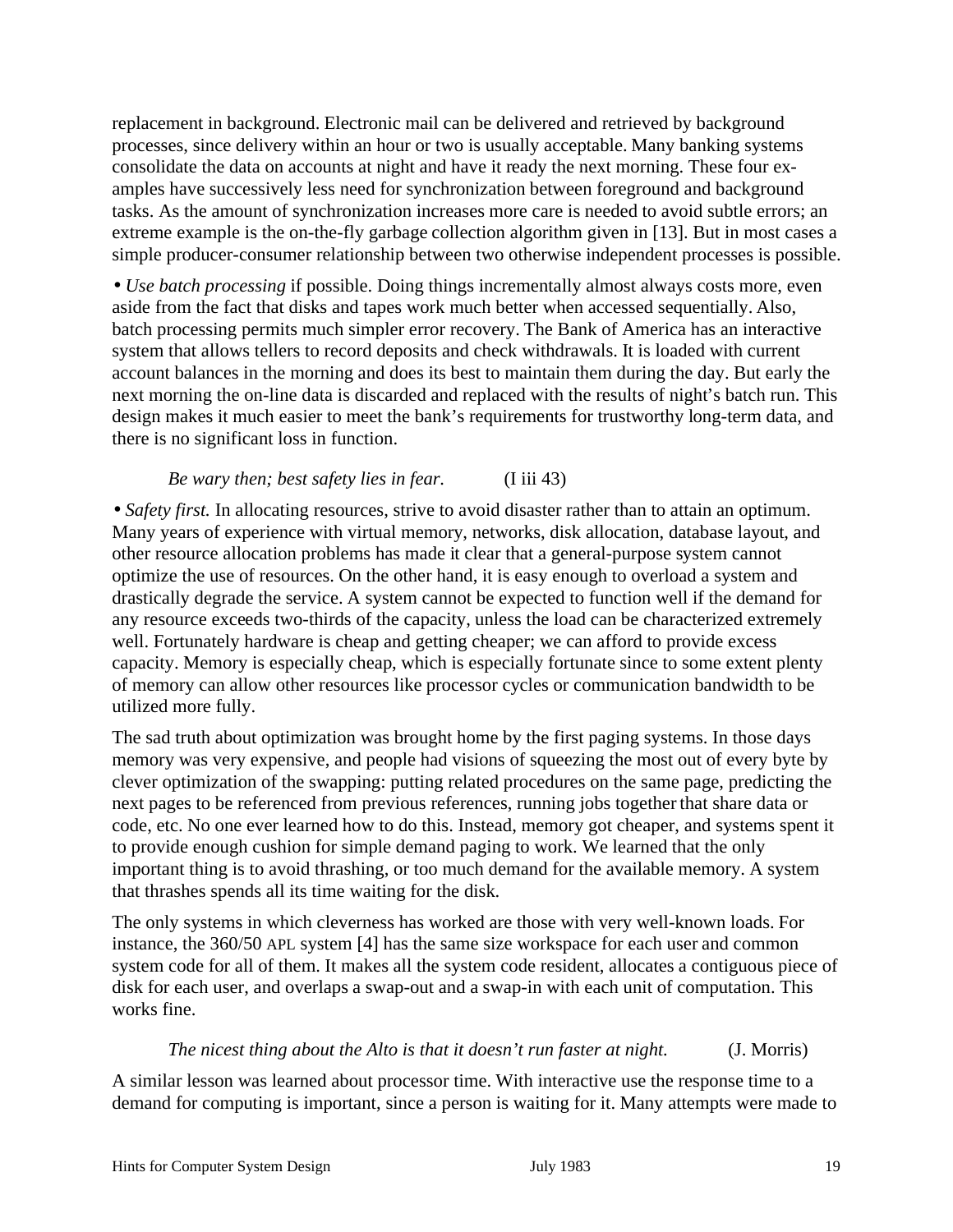replacement in background. Electronic mail can be delivered and retrieved by background processes, since delivery within an hour or two is usually acceptable. Many banking systems consolidate the data on accounts at night and have it ready the next morning. These four examples have successively less need for synchronization between foreground and background tasks. As the amount of synchronization increases more care is needed to avoid subtle errors; an extreme example is the on-the-fly garbage collection algorithm given in [13]. But in most cases a simple producer-consumer relationship between two otherwise independent processes is possible.

• *Use batch processing* if possible. Doing things incrementally almost always costs more, even aside from the fact that disks and tapes work much better when accessed sequentially. Also, batch processing permits much simpler error recovery. The Bank of America has an interactive system that allows tellers to record deposits and check withdrawals. It is loaded with current account balances in the morning and does its best to maintain them during the day. But early the next morning the on-line data is discarded and replaced with the results of night's batch run. This design makes it much easier to meet the bank's requirements for trustworthy long-term data, and there is no significant loss in function.

> *Be wary then; best safety lies in fear.* (I iii 43)

• *Safety first.* In allocating resources, strive to avoid disaster rather than to attain an optimum. Many years of experience with virtual memory, networks, disk allocation, database layout, and other resource allocation problems has made it clear that a general-purpose system cannot optimize the use of resources. On the other hand, it is easy enough to overload a system and drastically degrade the service. A system cannot be expected to function well if the demand for any resource exceeds two-thirds of the capacity, unless the load can be characterized extremely well. Fortunately hardware is cheap and getting cheaper; we can afford to provide excess capacity. Memory is especially cheap, which is especially fortunate since to some extent plenty of memory can allow other resources like processor cycles or communication bandwidth to be utilized more fully.

The sad truth about optimization was brought home by the first paging systems. In those days memory was very expensive, and people had visions of squeezing the most out of every byte by clever optimization of the swapping: putting related procedures on the same page, predicting the next pages to be referenced from previous references, running jobs together that share data or code, etc. No one ever learned how to do this. Instead, memory got cheaper, and systems spent it to provide enough cushion for simple demand paging to work. We learned that the only important thing is to avoid thrashing, or too much demand for the available memory. A system that thrashes spends all its time waiting for the disk.

The only systems in which cleverness has worked are those with very well-known loads. For instance, the 360/50 APL system [4] has the same size workspace for each user and common system code for all of them. It makes all the system code resident, allocates a contiguous piece of disk for each user, and overlaps a swap-out and a swap-in with each unit of computation. This works fine.

> *The nicest thing about the Alto is that it doesn't run faster at night.* (J. Morris)

A similar lesson was learned about processor time. With interactive use the response time to a demand for computing is important, since a person is waiting for it. Many attempts were made to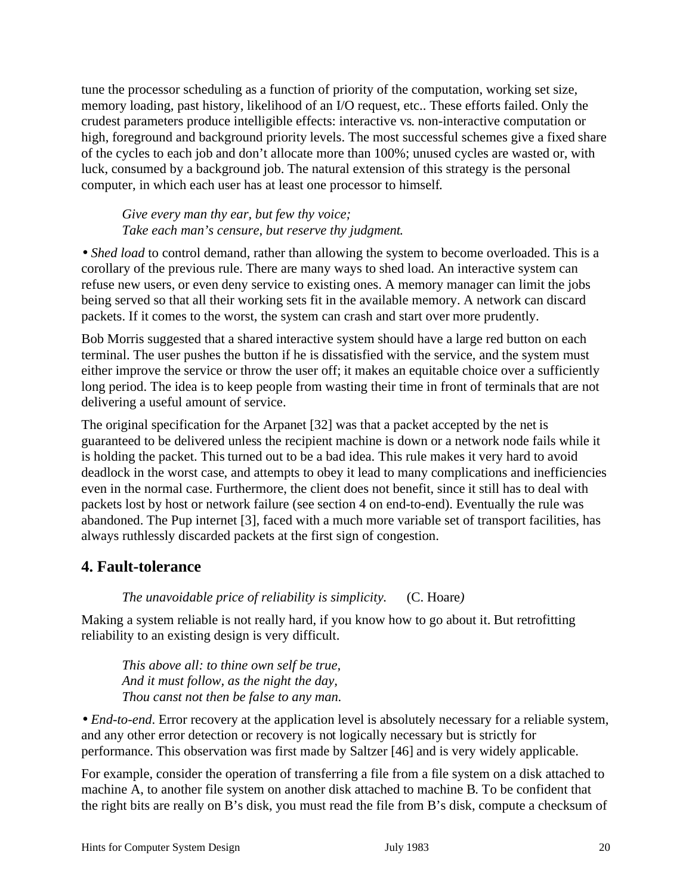tune the processor scheduling as a function of priority of the computation, working set size, memory loading, past history, likelihood of an I/O request, etc.. These efforts failed. Only the crudest parameters produce intelligible effects: interactive vs. non-interactive computation or high, foreground and background priority levels. The most successful schemes give a fixed share of the cycles to each job and don't allocate more than 100%; unused cycles are wasted or, with luck, consumed by a background job. The natural extension of this strategy is the personal computer, in which each user has at least one processor to himself.

> *Give every man thy ear, but few thy voice;*
> *Take each man's censure, but reserve thy judgment.*

• *Shed load* to control demand, rather than allowing the system to become overloaded. This is a corollary of the previous rule. There are many ways to shed load. An interactive system can refuse new users, or even deny service to existing ones. A memory manager can limit the jobs being served so that all their working sets fit in the available memory. A network can discard packets. If it comes to the worst, the system can crash and start over more prudently.

Bob Morris suggested that a shared interactive system should have a large red button on each terminal. The user pushes the button if he is dissatisfied with the service, and the system must either improve the service or throw the user off; it makes an equitable choice over a sufficiently long period. The idea is to keep people from wasting their time in front of terminals that are not delivering a useful amount of service.

The original specification for the Arpanet [32] was that a packet accepted by the net is guaranteed to be delivered unless the recipient machine is down or a network node fails while it is holding the packet. This turned out to be a bad idea. This rule makes it very hard to avoid deadlock in the worst case, and attempts to obey it lead to many complications and inefficiencies even in the normal case. Furthermore, the client does not benefit, since it still has to deal with packets lost by host or network failure (see section 4 on end-to-end). Eventually the rule was abandoned. The Pup internet [3], faced with a much more variable set of transport facilities, has always ruthlessly discarded packets at the first sign of congestion.

## 4. Fault-tolerance

> *The unavoidable price of reliability is simplicity.* (C. Hoare)

Making a system reliable is not really hard, if you know how to go about it. But retrofitting reliability to an existing design is very difficult.

> *This above all: to thine own self be true,*
> *And it must follow, as the night the day,*
> *Thou canst not then be false to any man.*

• *End-to-end*. Error recovery at the application level is absolutely necessary for a reliable system, and any other error detection or recovery is not logically necessary but is strictly for performance. This observation was first made by Saltzer [46] and is very widely applicable.

For example, consider the operation of transferring a file from a file system on a disk attached to machine A, to another file system on another disk attached to machine B. To be confident that the right bits are really on B's disk, you must read the file from B's disk, compute a checksum of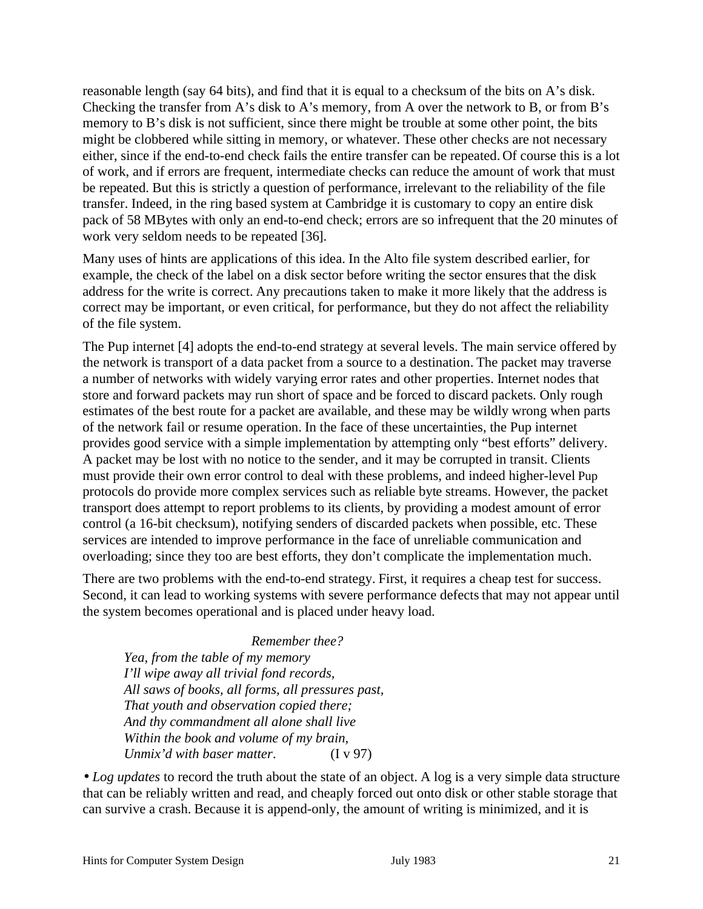reasonable length (say 64 bits), and find that it is equal to a checksum of the bits on A's disk. Checking the transfer from A's disk to A's memory, from A over the network to B, or from B's memory to B's disk is not sufficient, since there might be trouble at some other point, the bits might be clobbered while sitting in memory, or whatever. These other checks are not necessary either, since if the end-to-end check fails the entire transfer can be repeated. Of course this is a lot of work, and if errors are frequent, intermediate checks can reduce the amount of work that must be repeated. But this is strictly a question of performance, irrelevant to the reliability of the file transfer. Indeed, in the ring based system at Cambridge it is customary to copy an entire disk pack of 58 MBytes with only an end-to-end check; errors are so infrequent that the 20 minutes of work very seldom needs to be repeated [36].

Many uses of hints are applications of this idea. In the Alto file system described earlier, for example, the check of the label on a disk sector before writing the sector ensures that the disk address for the write is correct. Any precautions taken to make it more likely that the address is correct may be important, or even critical, for performance, but they do not affect the reliability of the file system.

The Pup internet [4] adopts the end-to-end strategy at several levels. The main service offered by the network is transport of a data packet from a source to a destination. The packet may traverse a number of networks with widely varying error rates and other properties. Internet nodes that store and forward packets may run short of space and be forced to discard packets. Only rough estimates of the best route for a packet are available, and these may be wildly wrong when parts of the network fail or resume operation. In the face of these uncertainties, the Pup internet provides good service with a simple implementation by attempting only "best efforts" delivery. A packet may be lost with no notice to the sender, and it may be corrupted in transit. Clients must provide their own error control to deal with these problems, and indeed higher-level Pup protocols do provide more complex services such as reliable byte streams. However, the packet transport does attempt to report problems to its clients, by providing a modest amount of error control (a 16-bit checksum), notifying senders of discarded packets when possible, etc. These services are intended to improve performance in the face of unreliable communication and overloading; since they too are best efforts, they don't complicate the implementation much.

There are two problems with the end-to-end strategy. First, it requires a cheap test for success. Second, it can lead to working systems with severe performance defects that may not appear until the system becomes operational and is placed under heavy load.

> *Remember thee?*
> *Yea, from the table of my memory*
> *I'll wipe away all trivial fond records,*
> *All saws of books, all forms, all pressures past,*
> *That youth and observation copied there;*
> *And thy commandment all alone shall live*
> *Within the book and volume of my brain,*
> *Unmix'd with baser matter*. (I v 97)

• *Log updates* to record the truth about the state of an object. A log is a very simple data structure that can be reliably written and read, and cheaply forced out onto disk or other stable storage that can survive a crash. Because it is append-only, the amount of writing is minimized, and it is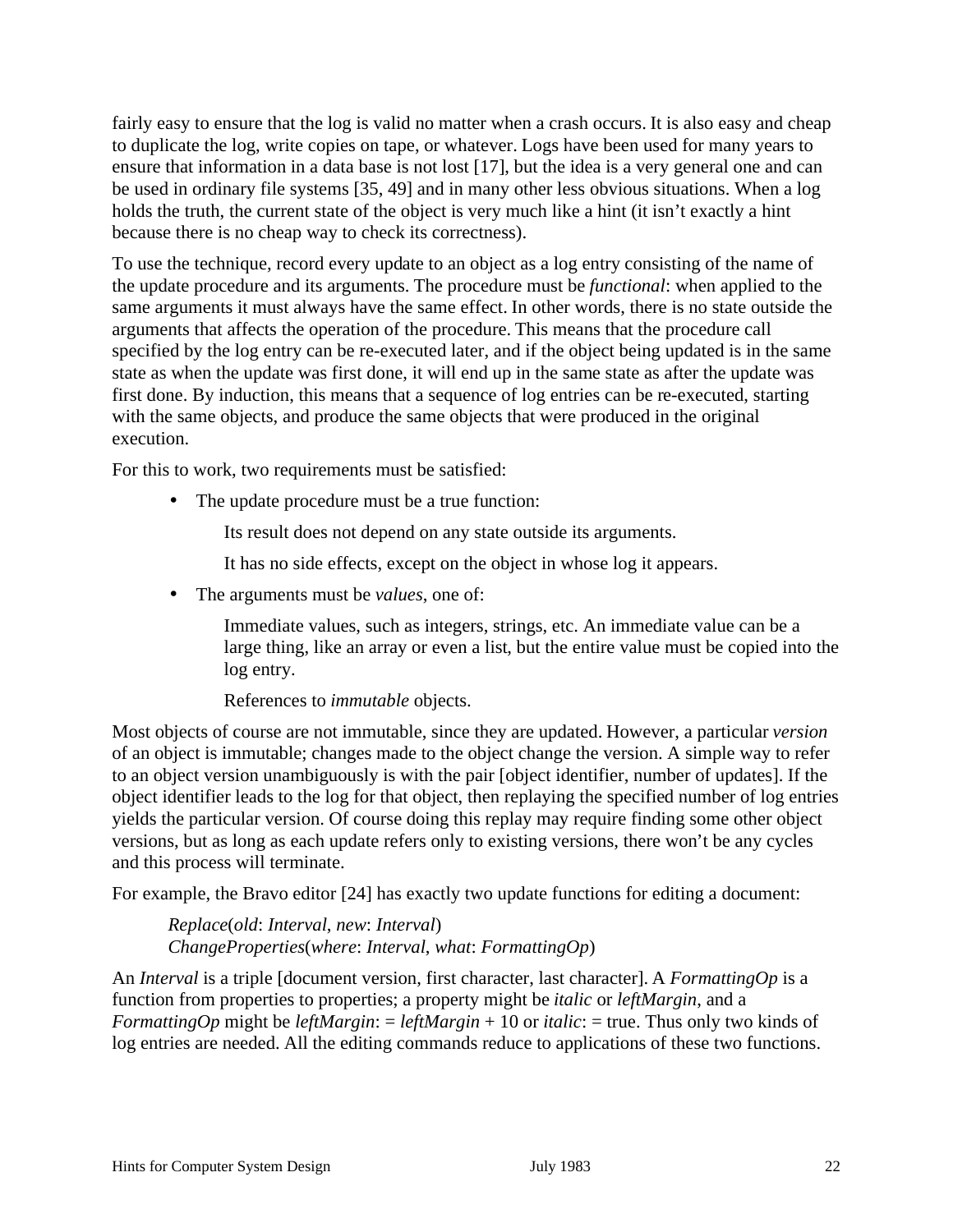fairly easy to ensure that the log is valid no matter when a crash occurs. It is also easy and cheap to duplicate the log, write copies on tape, or whatever. Logs have been used for many years to ensure that information in a data base is not lost [17], but the idea is a very general one and can be used in ordinary file systems [35, 49] and in many other less obvious situations. When a log holds the truth, the current state of the object is very much like a hint (it isn't exactly a hint because there is no cheap way to check its correctness).

To use the technique, record every update to an object as a log entry consisting of the name of the update procedure and its arguments. The procedure must be *functional*: when applied to the same arguments it must always have the same effect. In other words, there is no state outside the arguments that affects the operation of the procedure. This means that the procedure call specified by the log entry can be re-executed later, and if the object being updated is in the same state as when the update was first done, it will end up in the same state as after the update was first done. By induction, this means that a sequence of log entries can be re-executed, starting with the same objects, and produce the same objects that were produced in the original execution.

For this to work, two requirements must be satisfied:

- The update procedure must be a true function:

  Its result does not depend on any state outside its arguments.

  It has no side effects, except on the object in whose log it appears.

- The arguments must be *values*, one of:

  Immediate values, such as integers, strings, etc. An immediate value can be a large thing, like an array or even a list, but the entire value must be copied into the log entry.

  References to *immutable* objects.

Most objects of course are not immutable, since they are updated. However, a particular *version* of an object is immutable; changes made to the object change the version. A simple way to refer to an object version unambiguously is with the pair [object identifier, number of updates]. If the object identifier leads to the log for that object, then replaying the specified number of log entries yields the particular version. Of course doing this replay may require finding some other object versions, but as long as each update refers only to existing versions, there won't be any cycles and this process will terminate.

For example, the Bravo editor [24] has exactly two update functions for editing a document:

> *Replace*(*old*: *Interval*, *new*: *Interval*)
> *ChangeProperties*(*where*: *Interval*, *what*: *FormattingOp*)

An *Interval* is a triple [document version, first character, last character]. A *FormattingOp* is a function from properties to properties; a property might be *italic* or *leftMargin*, and a *FormattingOp* might be *leftMargin*: = *leftMargin* + 10 or *italic*: = true. Thus only two kinds of log entries are needed. All the editing commands reduce to applications of these two functions.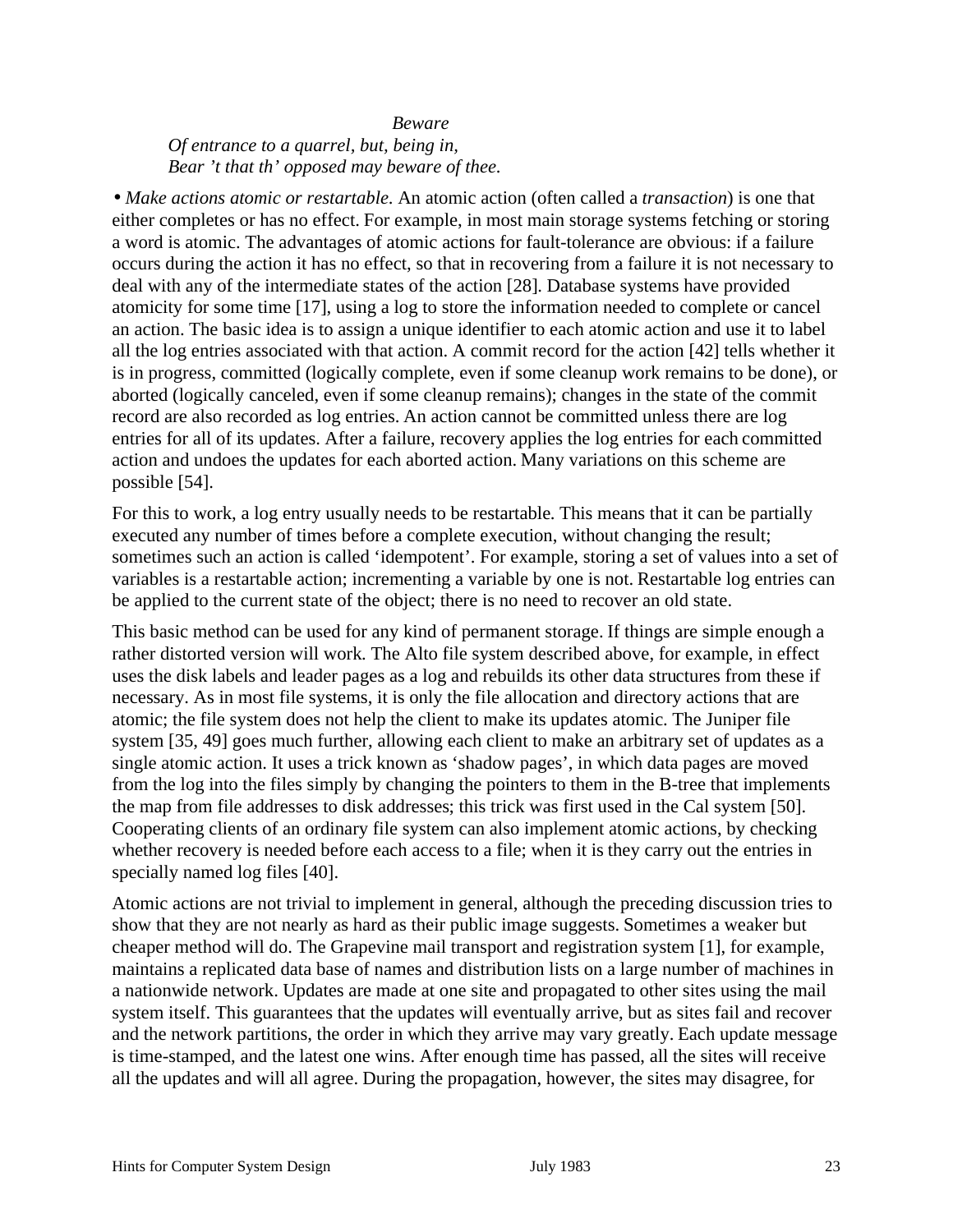*Beware*  
*Of entrance to a quarrel, but, being in,*  
*Bear 't that th' opposed may beware of thee.*

• *Make actions atomic or restartable.* An atomic action (often called a *transaction*) is one that either completes or has no effect. For example, in most main storage systems fetching or storing a word is atomic. The advantages of atomic actions for fault-tolerance are obvious: if a failure occurs during the action it has no effect, so that in recovering from a failure it is not necessary to deal with any of the intermediate states of the action [28]. Database systems have provided atomicity for some time [17], using a log to store the information needed to complete or cancel an action. The basic idea is to assign a unique identifier to each atomic action and use it to label all the log entries associated with that action. A commit record for the action [42] tells whether it is in progress, committed (logically complete, even if some cleanup work remains to be done), or aborted (logically canceled, even if some cleanup remains); changes in the state of the commit record are also recorded as log entries. An action cannot be committed unless there are log entries for all of its updates. After a failure, recovery applies the log entries for each committed action and undoes the updates for each aborted action. Many variations on this scheme are possible [54].

For this to work, a log entry usually needs to be restartable. This means that it can be partially executed any number of times before a complete execution, without changing the result; sometimes such an action is called 'idempotent'. For example, storing a set of values into a set of variables is a restartable action; incrementing a variable by one is not. Restartable log entries can be applied to the current state of the object; there is no need to recover an old state.

This basic method can be used for any kind of permanent storage. If things are simple enough a rather distorted version will work. The Alto file system described above, for example, in effect uses the disk labels and leader pages as a log and rebuilds its other data structures from these if necessary. As in most file systems, it is only the file allocation and directory actions that are atomic; the file system does not help the client to make its updates atomic. The Juniper file system [35, 49] goes much further, allowing each client to make an arbitrary set of updates as a single atomic action. It uses a trick known as 'shadow pages', in which data pages are moved from the log into the files simply by changing the pointers to them in the B-tree that implements the map from file addresses to disk addresses; this trick was first used in the Cal system [50]. Cooperating clients of an ordinary file system can also implement atomic actions, by checking whether recovery is needed before each access to a file; when it is they carry out the entries in specially named log files [40].

Atomic actions are not trivial to implement in general, although the preceding discussion tries to show that they are not nearly as hard as their public image suggests. Sometimes a weaker but cheaper method will do. The Grapevine mail transport and registration system [1], for example, maintains a replicated data base of names and distribution lists on a large number of machines in a nationwide network. Updates are made at one site and propagated to other sites using the mail system itself. This guarantees that the updates will eventually arrive, but as sites fail and recover and the network partitions, the order in which they arrive may vary greatly. Each update message is time-stamped, and the latest one wins. After enough time has passed, all the sites will receive all the updates and will all agree. During the propagation, however, the sites may disagree, for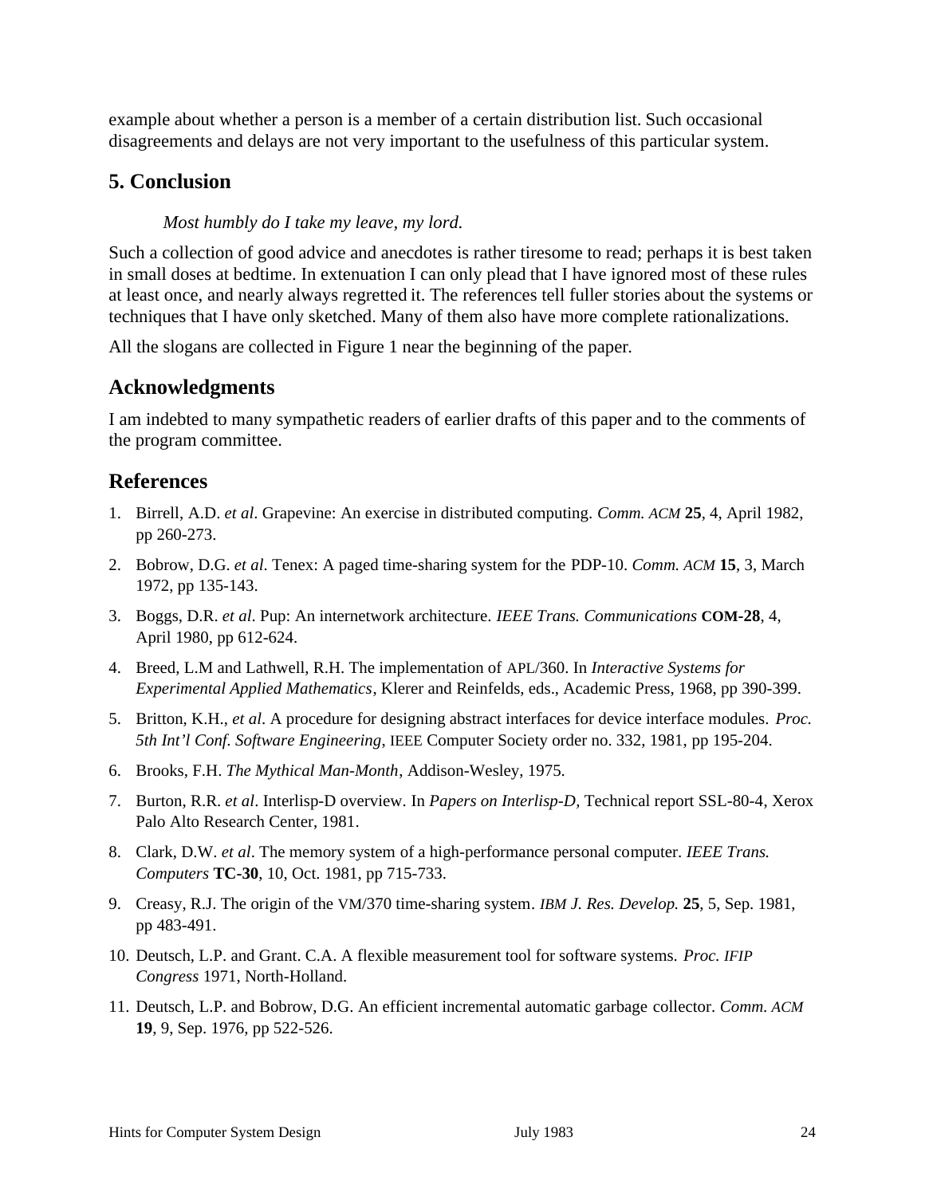example about whether a person is a member of a certain distribution list. Such occasional disagreements and delays are not very important to the usefulness of this particular system.

## 5. Conclusion

*Most humbly do I take my leave, my lord.*

Such a collection of good advice and anecdotes is rather tiresome to read; perhaps it is best taken in small doses at bedtime. In extenuation I can only plead that I have ignored most of these rules at least once, and nearly always regretted it. The references tell fuller stories about the systems or techniques that I have only sketched. Many of them also have more complete rationalizations.

All the slogans are collected in Figure 1 near the beginning of the paper.

## Acknowledgments

I am indebted to many sympathetic readers of earlier drafts of this paper and to the comments of the program committee.

## References

1. Birrell, A.D. *et al*. Grapevine: An exercise in distributed computing. *Comm. ACM* **25**, 4, April 1982, pp 260-273.
2. Bobrow, D.G. *et al*. Tenex: A paged time-sharing system for the PDP-10. *Comm. ACM* **15**, 3, March 1972, pp 135-143.
3. Boggs, D.R. *et al*. Pup: An internetwork architecture. *IEEE Trans. Communications* **COM-28**, 4, April 1980, pp 612-624.
4. Breed, L.M and Lathwell, R.H. The implementation of APL/360. In *Interactive Systems for Experimental Applied Mathematics*, Klerer and Reinfelds, eds., Academic Press, 1968, pp 390-399.
5. Britton, K.H., *et al*. A procedure for designing abstract interfaces for device interface modules. *Proc. 5th Int'l Conf. Software Engineering*, IEEE Computer Society order no. 332, 1981, pp 195-204.
6. Brooks, F.H. *The Mythical Man-Month*, Addison-Wesley, 1975.
7. Burton, R.R. *et al*. Interlisp-D overview. In *Papers on Interlisp-D*, Technical report SSL-80-4, Xerox Palo Alto Research Center, 1981.
8. Clark, D.W. *et al*. The memory system of a high-performance personal computer. *IEEE Trans. Computers* **TC-30**, 10, Oct. 1981, pp 715-733.
9. Creasy, R.J. The origin of the VM/370 time-sharing system. *IBM J. Res. Develop.* **25**, 5, Sep. 1981, pp 483-491.
10. Deutsch, L.P. and Grant. C.A. A flexible measurement tool for software systems. *Proc. IFIP Congress* 1971, North-Holland.
11. Deutsch, L.P. and Bobrow, D.G. An efficient incremental automatic garbage collector. *Comm. ACM* **19**, 9, Sep. 1976, pp 522-526.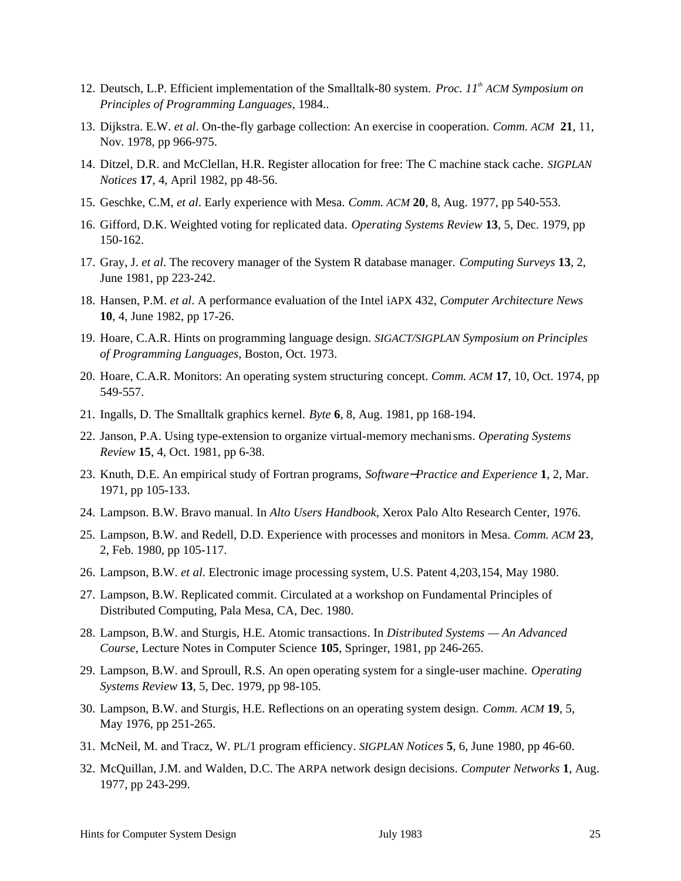12. Deutsch, L.P. Efficient implementation of the Smalltalk-80 system. *Proc. 11th ACM Symposium on Principles of Programming Languages*, 1984..

13. Dijkstra. E.W. *et al*. On-the-fly garbage collection: An exercise in cooperation. *Comm. ACM* **21**, 11, Nov. 1978, pp 966-975.

14. Ditzel, D.R. and McClellan, H.R. Register allocation for free: The C machine stack cache. *SIGPLAN Notices* **17**, 4, April 1982, pp 48-56.

15. Geschke, C.M, *et al*. Early experience with Mesa. *Comm. ACM* **20**, 8, Aug. 1977, pp 540-553.

16. Gifford, D.K. Weighted voting for replicated data. *Operating Systems Review* **13**, 5, Dec. 1979, pp 150-162.

17. Gray, J. *et al*. The recovery manager of the System R database manager. *Computing Surveys* **13**, 2, June 1981, pp 223-242.

18. Hansen, P.M. *et al*. A performance evaluation of the Intel iAPX 432, *Computer Architecture News* **10**, 4, June 1982, pp 17-26.

19. Hoare, C.A.R. Hints on programming language design. *SIGACT/SIGPLAN Symposium on Principles of Programming Languages*, Boston, Oct. 1973.

20. Hoare, C.A.R. Monitors: An operating system structuring concept. *Comm. ACM* **17**, 10, Oct. 1974, pp 549-557.

21. Ingalls, D. The Smalltalk graphics kernel. *Byte* **6**, 8, Aug. 1981, pp 168-194.

22. Janson, P.A. Using type-extension to organize virtual-memory mechanisms. *Operating Systems Review* **15**, 4, Oct. 1981, pp 6-38.

23. Knuth, D.E. An empirical study of Fortran programs, *Software—Practice and Experience* **1**, 2, Mar. 1971, pp 105-133.

24. Lampson. B.W. Bravo manual. In *Alto Users Handbook*, Xerox Palo Alto Research Center, 1976.

25. Lampson, B.W. and Redell, D.D. Experience with processes and monitors in Mesa. *Comm. ACM* **23**, 2, Feb. 1980, pp 105-117.

26. Lampson, B.W. *et al*. Electronic image processing system, U.S. Patent 4,203,154, May 1980.

27. Lampson, B.W. Replicated commit. Circulated at a workshop on Fundamental Principles of Distributed Computing, Pala Mesa, CA, Dec. 1980.

28. Lampson, B.W. and Sturgis, H.E. Atomic transactions. In *Distributed Systems — An Advanced Course*, Lecture Notes in Computer Science **105**, Springer, 1981, pp 246-265.

29. Lampson, B.W. and Sproull, R.S. An open operating system for a single-user machine. *Operating Systems Review* **13**, 5, Dec. 1979, pp 98-105.

30. Lampson, B.W. and Sturgis, H.E. Reflections on an operating system design. *Comm. ACM* **19**, 5, May 1976, pp 251-265.

31. McNeil, M. and Tracz, W. PL/1 program efficiency. *SIGPLAN Notices* **5**, 6, June 1980, pp 46-60.

32. McQuillan, J.M. and Walden, D.C. The ARPA network design decisions. *Computer Networks* **1**, Aug. 1977, pp 243-299.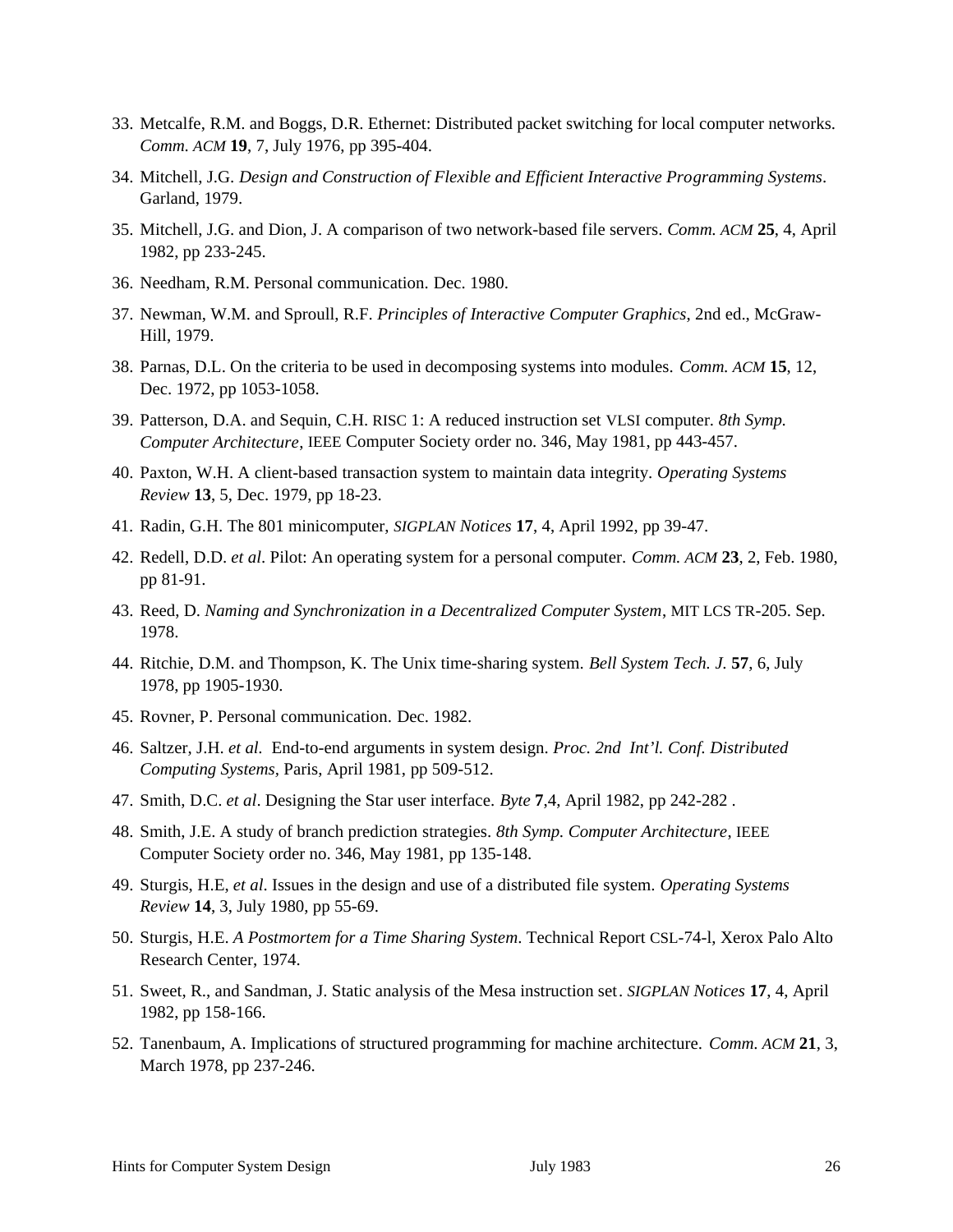33. Metcalfe, R.M. and Boggs, D.R. Ethernet: Distributed packet switching for local computer networks. *Comm. ACM* **19**, 7, July 1976, pp 395-404.

34. Mitchell, J.G. *Design and Construction of Flexible and Efficient Interactive Programming Systems*. Garland, 1979.

35. Mitchell, J.G. and Dion, J. A comparison of two network-based file servers. *Comm. ACM* **25**, 4, April 1982, pp 233-245.

36. Needham, R.M. Personal communication. Dec. 1980.

37. Newman, W.M. and Sproull, R.F. *Principles of Interactive Computer Graphics*, 2nd ed., McGraw-Hill, 1979.

38. Parnas, D.L. On the criteria to be used in decomposing systems into modules. *Comm. ACM* **15**, 12, Dec. 1972, pp 1053-1058.

39. Patterson, D.A. and Sequin, C.H. RISC 1: A reduced instruction set VLSI computer. *8th Symp. Computer Architecture*, IEEE Computer Society order no. 346, May 1981, pp 443-457.

40. Paxton, W.H. A client-based transaction system to maintain data integrity. *Operating Systems Review* **13**, 5, Dec. 1979, pp 18-23.

41. Radin, G.H. The 801 minicomputer, *SIGPLAN Notices* **17**, 4, April 1992, pp 39-47.

42. Redell, D.D. *et al*. Pilot: An operating system for a personal computer. *Comm. ACM* **23**, 2, Feb. 1980, pp 81-91.

43. Reed, D. *Naming and Synchronization in a Decentralized Computer System*, MIT LCS TR-205. Sep. 1978.

44. Ritchie, D.M. and Thompson, K. The Unix time-sharing system. *Bell System Tech. J.* **57**, 6, July 1978, pp 1905-1930.

45. Rovner, P. Personal communication. Dec. 1982.

46. Saltzer, J.H. *et al.* End-to-end arguments in system design. *Proc. 2nd Int'l. Conf. Distributed Computing Systems*, Paris, April 1981, pp 509-512.

47. Smith, D.C. *et al*. Designing the Star user interface. *Byte* **7**,4, April 1982, pp 242-282 .

48. Smith, J.E. A study of branch prediction strategies. *8th Symp. Computer Architecture*, IEEE Computer Society order no. 346, May 1981, pp 135-148.

49. Sturgis, H.E, *et al*. Issues in the design and use of a distributed file system. *Operating Systems Review* **14**, 3, July 1980, pp 55-69.

50. Sturgis, H.E. *A Postmortem for a Time Sharing System*. Technical Report CSL-74-l, Xerox Palo Alto Research Center, 1974.

51. Sweet, R., and Sandman, J. Static analysis of the Mesa instruction set. *SIGPLAN Notices* **17**, 4, April 1982, pp 158-166.

52. Tanenbaum, A. Implications of structured programming for machine architecture. *Comm. ACM* **21**, 3, March 1978, pp 237-246.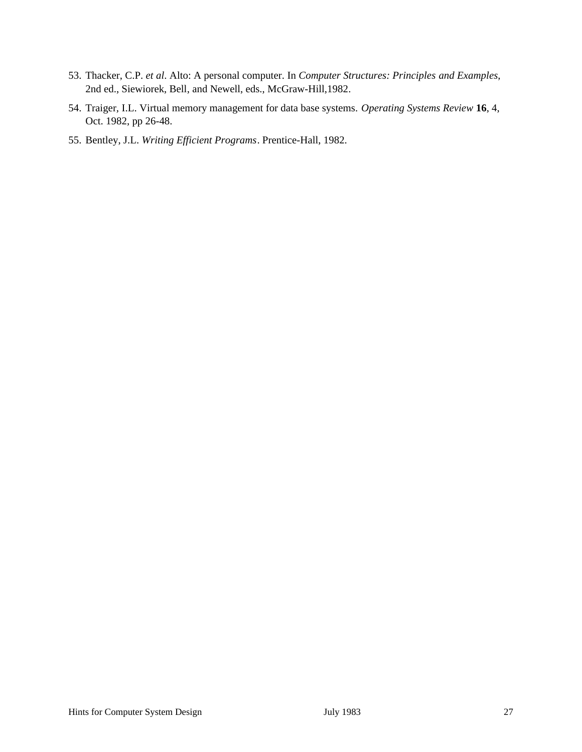53. Thacker, C.P. *et al*. Alto: A personal computer. In *Computer Structures: Principles and Examples*, 2nd ed., Siewiorek, Bell, and Newell, eds., McGraw-Hill,1982.
54. Traiger, I.L. Virtual memory management for data base systems. *Operating Systems Review* **16**, 4, Oct. 1982, pp 26-48.
55. Bentley, J.L. *Writing Efficient Programs*. Prentice-Hall, 1982.